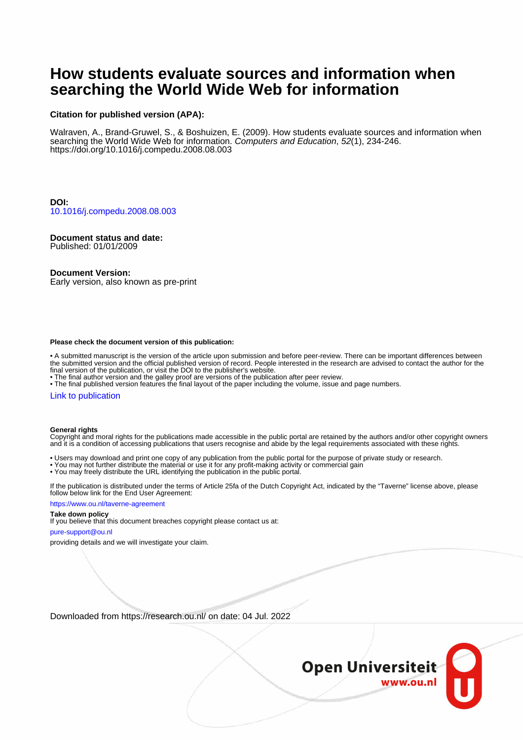# How students evaluate sources and information when searching the World Wide Web for information

**Citation for published version (APA):**

Walraven, A., Brand-Gruwel, S., & Boshuizen, E. (2009). How students evaluate sources and information when searching the World Wide Web for information. *Computers and Education*, *52*(1), 234-246. https://doi.org/10.1016/j.compedu.2008.08.003

**DOI:**
10.1016/j.compedu.2008.08.003

**Document status and date:**
Published: 01/01/2009

**Document Version:**
Early version, also known as pre-print

**Please check the document version of this publication:**

• A submitted manuscript is the version of the article upon submission and before peer-review. There can be important differences between the submitted version and the official published version of record. People interested in the research are advised to contact the author for the final version of the publication, or visit the DOI to the publisher's website.
• The final author version and the galley proof are versions of the publication after peer review.
• The final published version features the final layout of the paper including the volume, issue and page numbers.

Link to publication

**General rights**
Copyright and moral rights for the publications made accessible in the public portal are retained by the authors and/or other copyright owners and it is a condition of accessing publications that users recognise and abide by the legal requirements associated with these rights.

• Users may download and print one copy of any publication from the public portal for the purpose of private study or research.
• You may not further distribute the material or use it for any profit-making activity or commercial gain
• You may freely distribute the URL identifying the publication in the public portal.

If the publication is distributed under the terms of Article 25fa of the Dutch Copyright Act, indicated by the "Taverne" license above, please follow below link for the End User Agreement:

https://www.ou.nl/taverne-agreement

**Take down policy**
If you believe that this document breaches copyright please contact us at:

pure-support@ou.nl

providing details and we will investigate your claim.

Downloaded from https://research.ou.nl/ on date: 04 Jul. 2022

Open Universiteit
www.ou.nl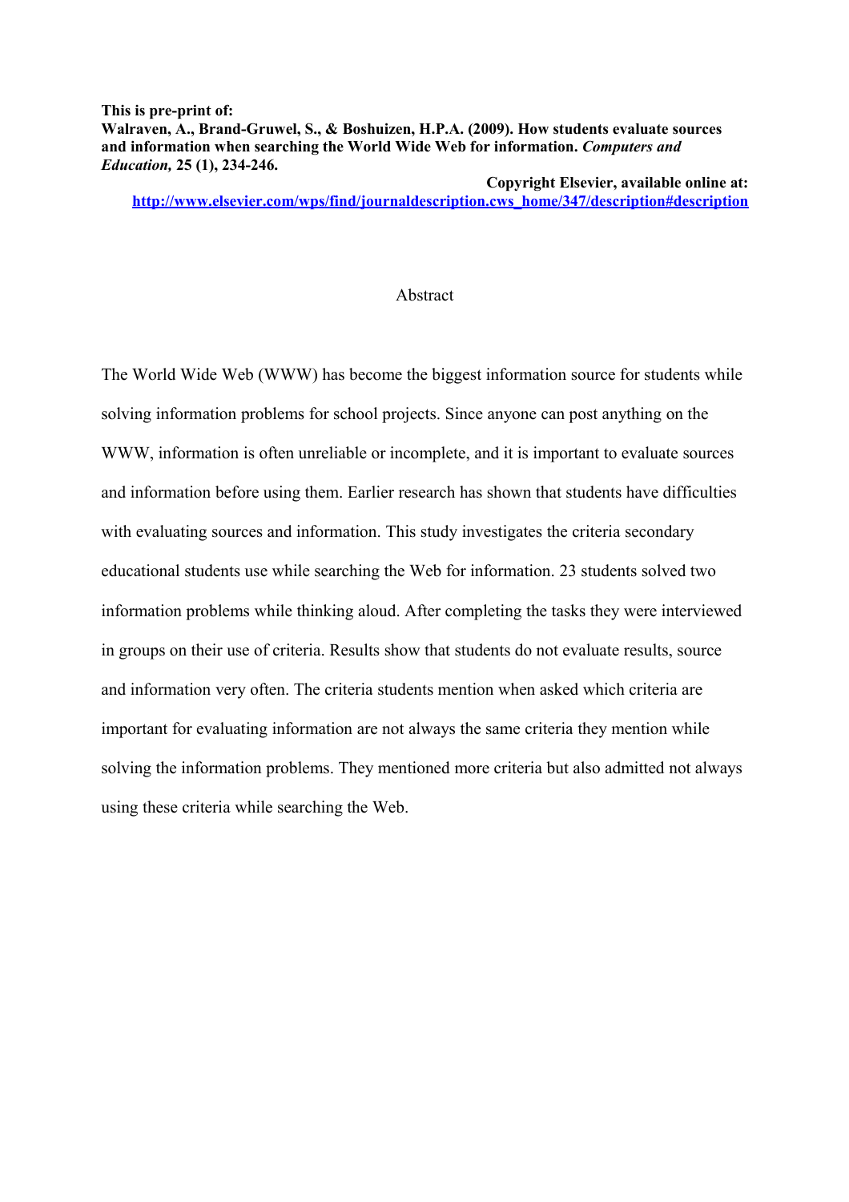**This is pre-print of:**
**Walraven, A., Brand-Gruwel, S., & Boshuizen, H.P.A. (2009). How students evaluate sources and information when searching the World Wide Web for information. *Computers and Education,* 25 (1), 234-246.**

**Copyright Elsevier, available online at:**
**[http://www.elsevier.com/wps/find/journaldescription.cws_home/347/description#description](http://www.elsevier.com/wps/find/journaldescription.cws_home/347/description#description)**

## Abstract

The World Wide Web (WWW) has become the biggest information source for students while solving information problems for school projects. Since anyone can post anything on the WWW, information is often unreliable or incomplete, and it is important to evaluate sources and information before using them. Earlier research has shown that students have difficulties with evaluating sources and information. This study investigates the criteria secondary educational students use while searching the Web for information. 23 students solved two information problems while thinking aloud. After completing the tasks they were interviewed in groups on their use of criteria. Results show that students do not evaluate results, source and information very often. The criteria students mention when asked which criteria are important for evaluating information are not always the same criteria they mention while solving the information problems. They mentioned more criteria but also admitted not always using these criteria while searching the Web.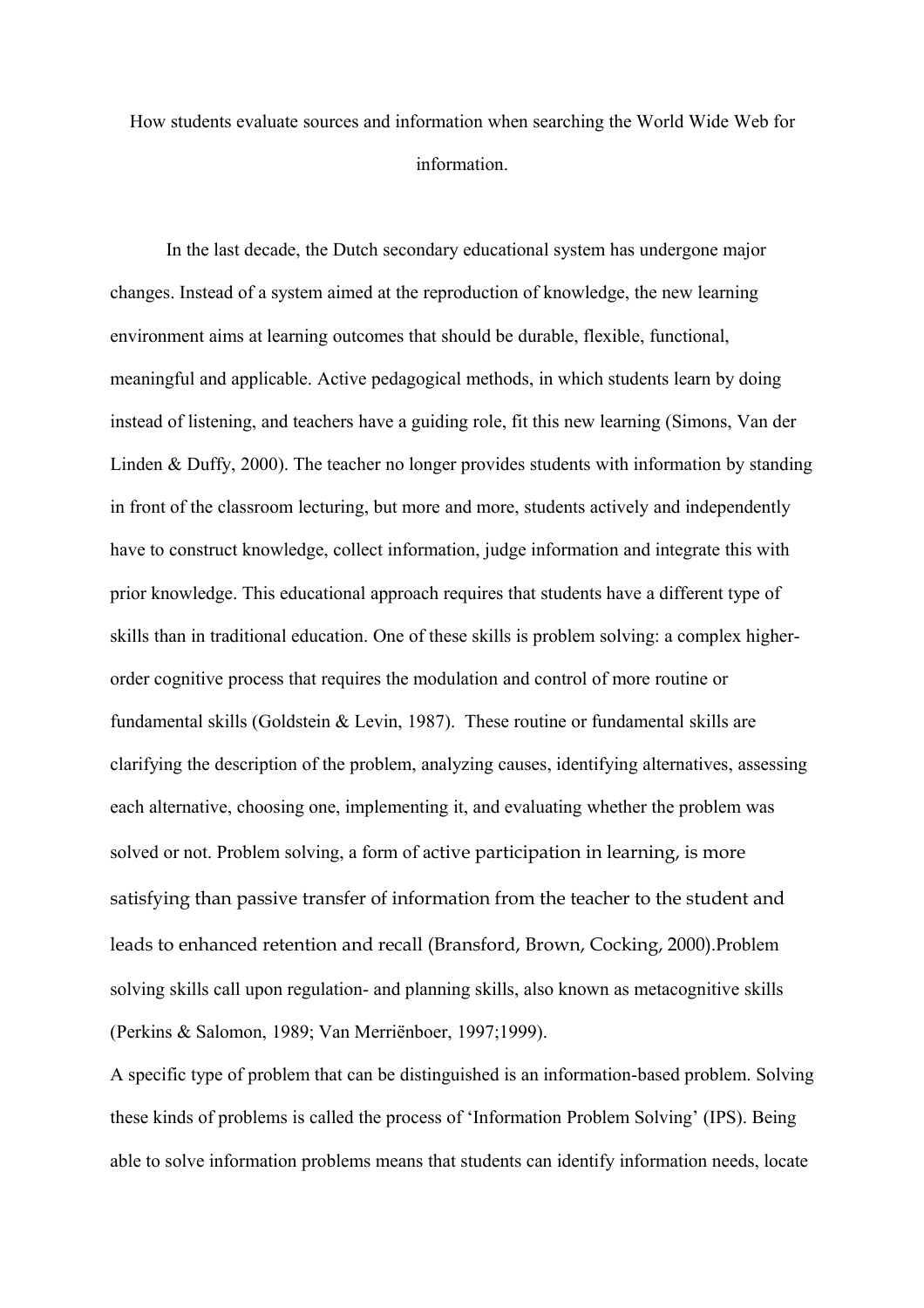How students evaluate sources and information when searching the World Wide Web for information.

In the last decade, the Dutch secondary educational system has undergone major changes. Instead of a system aimed at the reproduction of knowledge, the new learning environment aims at learning outcomes that should be durable, flexible, functional, meaningful and applicable. Active pedagogical methods, in which students learn by doing instead of listening, and teachers have a guiding role, fit this new learning (Simons, Van der Linden & Duffy, 2000). The teacher no longer provides students with information by standing in front of the classroom lecturing, but more and more, students actively and independently have to construct knowledge, collect information, judge information and integrate this with prior knowledge. This educational approach requires that students have a different type of skills than in traditional education. One of these skills is problem solving: a complex higher-order cognitive process that requires the modulation and control of more routine or fundamental skills (Goldstein & Levin, 1987). These routine or fundamental skills are clarifying the description of the problem, analyzing causes, identifying alternatives, assessing each alternative, choosing one, implementing it, and evaluating whether the problem was solved or not. Problem solving, a form of active participation in learning, is more satisfying than passive transfer of information from the teacher to the student and leads to enhanced retention and recall (Bransford, Brown, Cocking, 2000).Problem solving skills call upon regulation- and planning skills, also known as metacognitive skills (Perkins & Salomon, 1989; Van Merriënboer, 1997;1999).

A specific type of problem that can be distinguished is an information-based problem. Solving these kinds of problems is called the process of 'Information Problem Solving' (IPS). Being able to solve information problems means that students can identify information needs, locate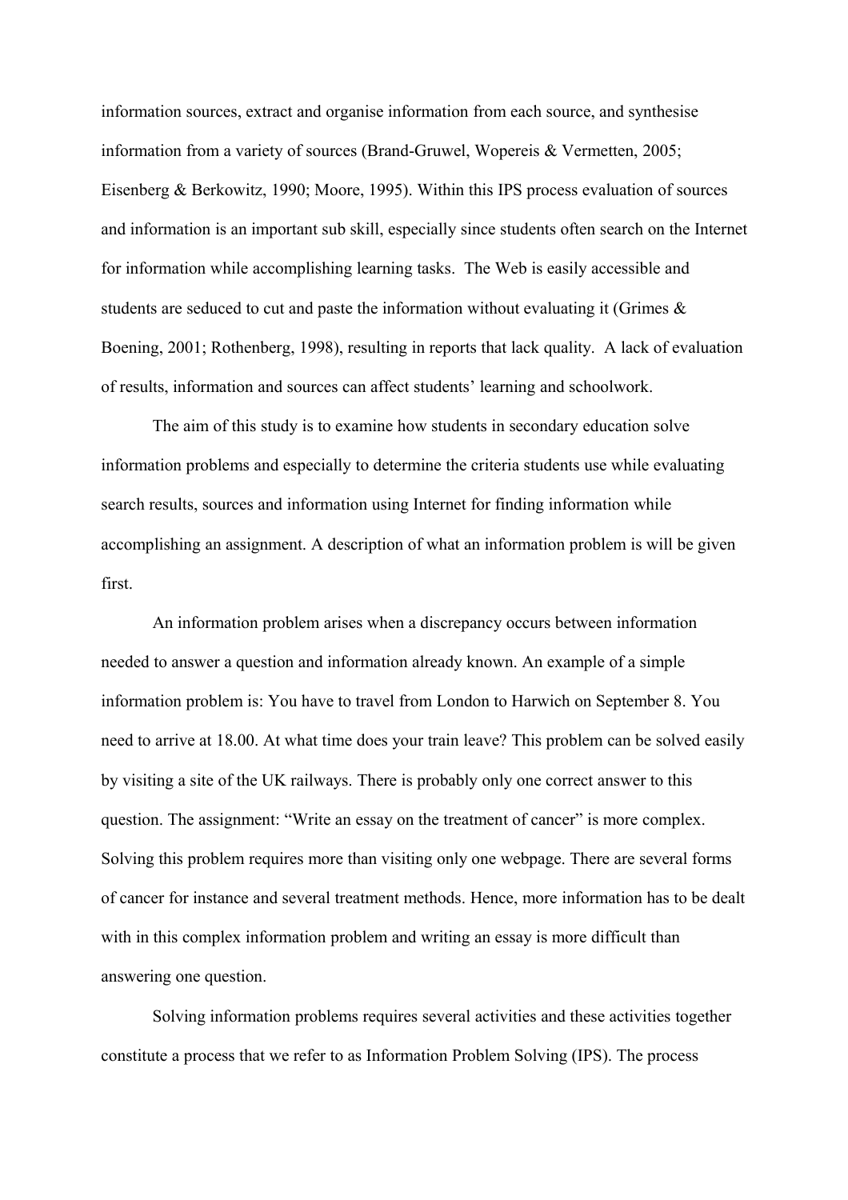information sources, extract and organise information from each source, and synthesise information from a variety of sources (Brand-Gruwel, Wopereis & Vermetten, 2005; Eisenberg & Berkowitz, 1990; Moore, 1995). Within this IPS process evaluation of sources and information is an important sub skill, especially since students often search on the Internet for information while accomplishing learning tasks. The Web is easily accessible and students are seduced to cut and paste the information without evaluating it (Grimes & Boening, 2001; Rothenberg, 1998), resulting in reports that lack quality. A lack of evaluation of results, information and sources can affect students' learning and schoolwork.

The aim of this study is to examine how students in secondary education solve information problems and especially to determine the criteria students use while evaluating search results, sources and information using Internet for finding information while accomplishing an assignment. A description of what an information problem is will be given first.

An information problem arises when a discrepancy occurs between information needed to answer a question and information already known. An example of a simple information problem is: You have to travel from London to Harwich on September 8. You need to arrive at 18.00. At what time does your train leave? This problem can be solved easily by visiting a site of the UK railways. There is probably only one correct answer to this question. The assignment: "Write an essay on the treatment of cancer" is more complex. Solving this problem requires more than visiting only one webpage. There are several forms of cancer for instance and several treatment methods. Hence, more information has to be dealt with in this complex information problem and writing an essay is more difficult than answering one question.

Solving information problems requires several activities and these activities together constitute a process that we refer to as Information Problem Solving (IPS). The process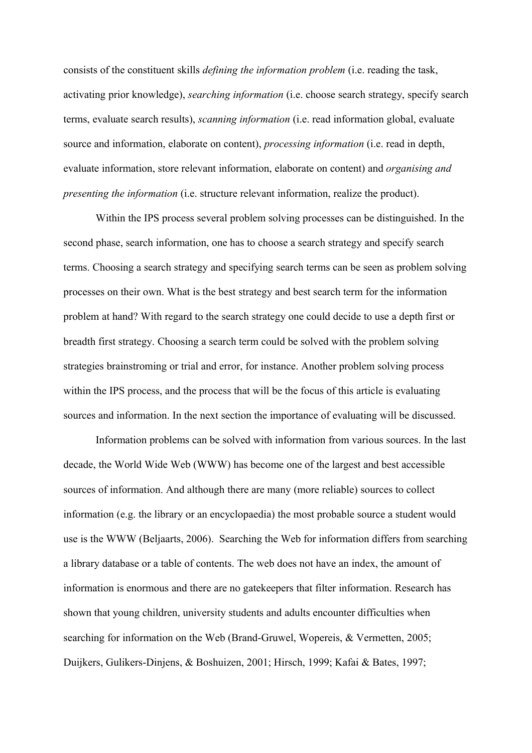consists of the constituent skills *defining the information problem* (i.e. reading the task, activating prior knowledge), *searching information* (i.e. choose search strategy, specify search terms, evaluate search results), *scanning information* (i.e. read information global, evaluate source and information, elaborate on content), *processing information* (i.e. read in depth, evaluate information, store relevant information, elaborate on content) and *organising and presenting the information* (i.e. structure relevant information, realize the product).

Within the IPS process several problem solving processes can be distinguished. In the second phase, search information, one has to choose a search strategy and specify search terms. Choosing a search strategy and specifying search terms can be seen as problem solving processes on their own. What is the best strategy and best search term for the information problem at hand? With regard to the search strategy one could decide to use a depth first or breadth first strategy. Choosing a search term could be solved with the problem solving strategies brainstroming or trial and error, for instance. Another problem solving process within the IPS process, and the process that will be the focus of this article is evaluating sources and information. In the next section the importance of evaluating will be discussed.

Information problems can be solved with information from various sources. In the last decade, the World Wide Web (WWW) has become one of the largest and best accessible sources of information. And although there are many (more reliable) sources to collect information (e.g. the library or an encyclopaedia) the most probable source a student would use is the WWW (Beljaarts, 2006). Searching the Web for information differs from searching a library database or a table of contents. The web does not have an index, the amount of information is enormous and there are no gatekeepers that filter information. Research has shown that young children, university students and adults encounter difficulties when searching for information on the Web (Brand-Gruwel, Wopereis, & Vermetten, 2005; Duijkers, Gulikers-Dinjens, & Boshuizen, 2001; Hirsch, 1999; Kafai & Bates, 1997;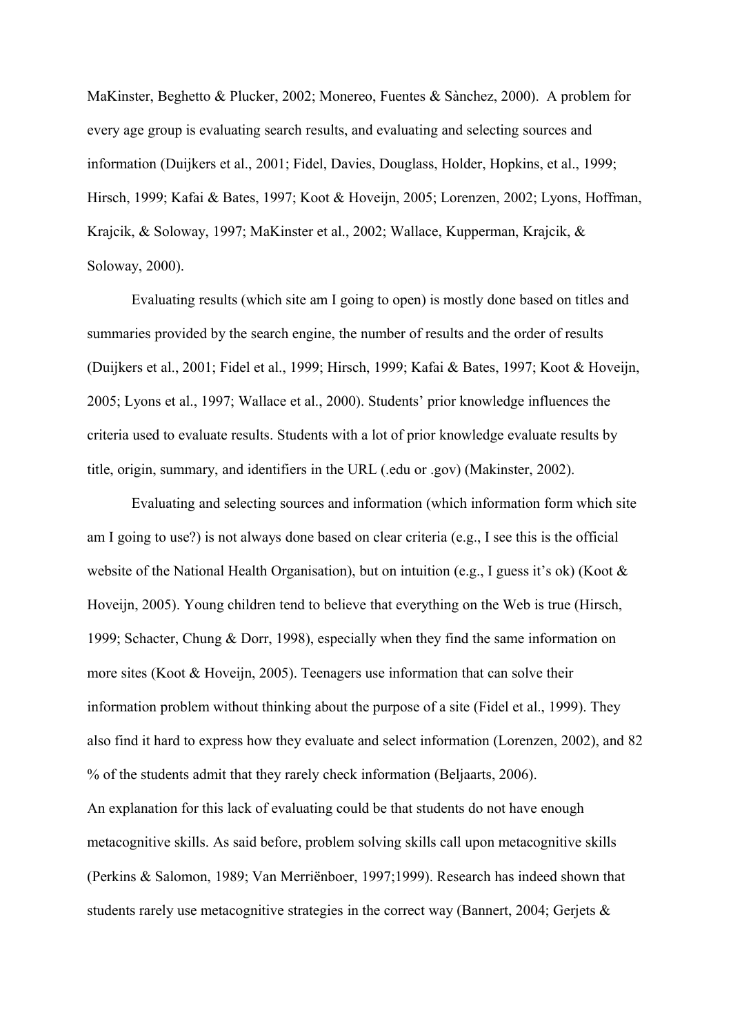MaKinster, Beghetto & Plucker, 2002; Monereo, Fuentes & Sànchez, 2000). A problem for every age group is evaluating search results, and evaluating and selecting sources and information (Duijkers et al., 2001; Fidel, Davies, Douglass, Holder, Hopkins, et al., 1999; Hirsch, 1999; Kafai & Bates, 1997; Koot & Hoveijn, 2005; Lorenzen, 2002; Lyons, Hoffman, Krajcik, & Soloway, 1997; MaKinster et al., 2002; Wallace, Kupperman, Krajcik, & Soloway, 2000).

Evaluating results (which site am I going to open) is mostly done based on titles and summaries provided by the search engine, the number of results and the order of results (Duijkers et al., 2001; Fidel et al., 1999; Hirsch, 1999; Kafai & Bates, 1997; Koot & Hoveijn, 2005; Lyons et al., 1997; Wallace et al., 2000). Students' prior knowledge influences the criteria used to evaluate results. Students with a lot of prior knowledge evaluate results by title, origin, summary, and identifiers in the URL (.edu or .gov) (Makinster, 2002).

Evaluating and selecting sources and information (which information form which site am I going to use?) is not always done based on clear criteria (e.g., I see this is the official website of the National Health Organisation), but on intuition (e.g., I guess it's ok) (Koot & Hoveijn, 2005). Young children tend to believe that everything on the Web is true (Hirsch, 1999; Schacter, Chung & Dorr, 1998), especially when they find the same information on more sites (Koot & Hoveijn, 2005). Teenagers use information that can solve their information problem without thinking about the purpose of a site (Fidel et al., 1999). They also find it hard to express how they evaluate and select information (Lorenzen, 2002), and 82 % of the students admit that they rarely check information (Beljaarts, 2006).

An explanation for this lack of evaluating could be that students do not have enough metacognitive skills. As said before, problem solving skills call upon metacognitive skills (Perkins & Salomon, 1989; Van Merriënboer, 1997;1999). Research has indeed shown that students rarely use metacognitive strategies in the correct way (Bannert, 2004; Gerjets &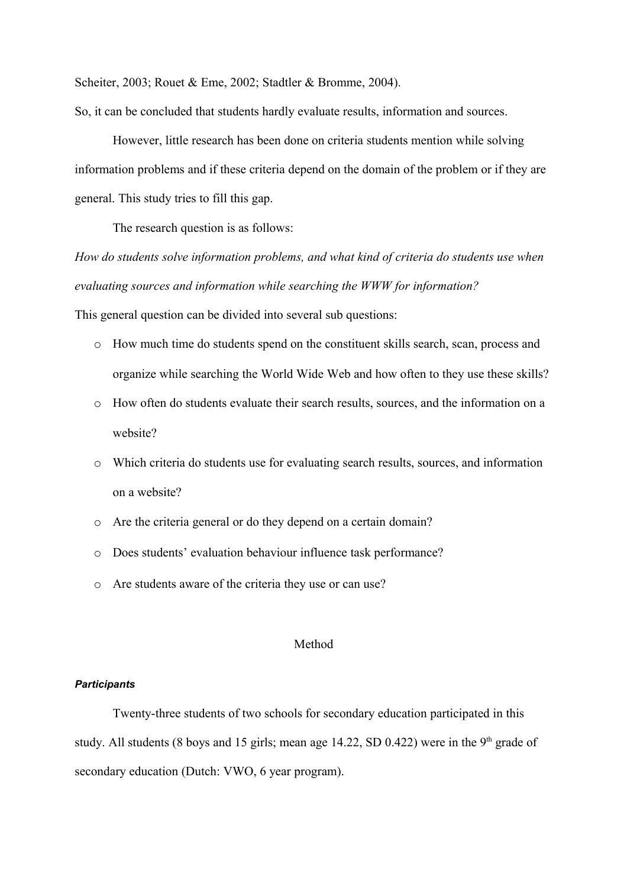Scheiter, 2003; Rouet & Eme, 2002; Stadtler & Bromme, 2004).

So, it can be concluded that students hardly evaluate results, information and sources.

However, little research has been done on criteria students mention while solving information problems and if these criteria depend on the domain of the problem or if they are general. This study tries to fill this gap.

The research question is as follows:

*How do students solve information problems, and what kind of criteria do students use when evaluating sources and information while searching the WWW for information?*

This general question can be divided into several sub questions:

- How much time do students spend on the constituent skills search, scan, process and organize while searching the World Wide Web and how often to they use these skills?
- How often do students evaluate their search results, sources, and the information on a website?
- Which criteria do students use for evaluating search results, sources, and information on a website?
- Are the criteria general or do they depend on a certain domain?
- Does students' evaluation behaviour influence task performance?
- Are students aware of the criteria they use or can use?

## Method

### *Participants*

Twenty-three students of two schools for secondary education participated in this study. All students (8 boys and 15 girls; mean age 14.22, SD 0.422) were in the 9th grade of secondary education (Dutch: VWO, 6 year program).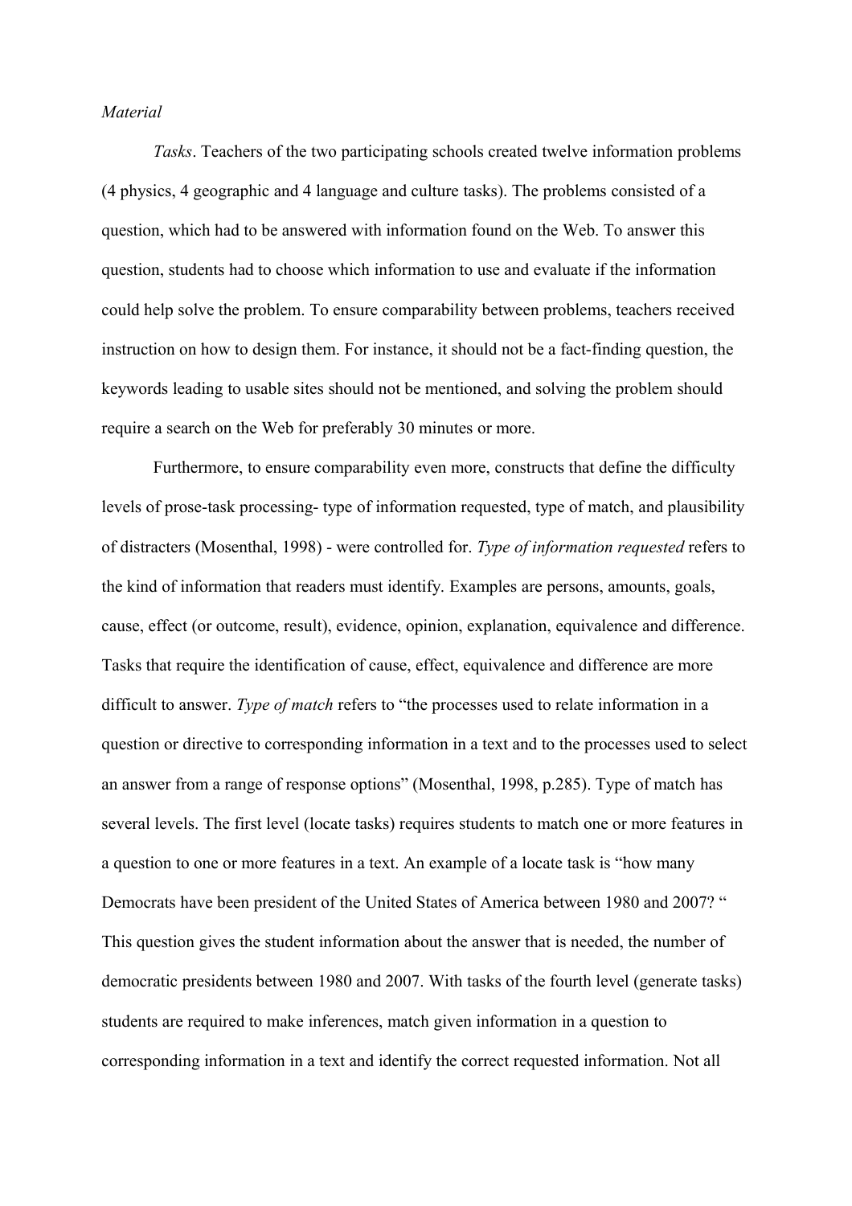*Material*

*Tasks*. Teachers of the two participating schools created twelve information problems (4 physics, 4 geographic and 4 language and culture tasks). The problems consisted of a question, which had to be answered with information found on the Web. To answer this question, students had to choose which information to use and evaluate if the information could help solve the problem. To ensure comparability between problems, teachers received instruction on how to design them. For instance, it should not be a fact-finding question, the keywords leading to usable sites should not be mentioned, and solving the problem should require a search on the Web for preferably 30 minutes or more.

Furthermore, to ensure comparability even more, constructs that define the difficulty levels of prose-task processing- type of information requested, type of match, and plausibility of distracters (Mosenthal, 1998) - were controlled for. *Type of information requested* refers to the kind of information that readers must identify. Examples are persons, amounts, goals, cause, effect (or outcome, result), evidence, opinion, explanation, equivalence and difference. Tasks that require the identification of cause, effect, equivalence and difference are more difficult to answer. *Type of match* refers to "the processes used to relate information in a question or directive to corresponding information in a text and to the processes used to select an answer from a range of response options" (Mosenthal, 1998, p.285). Type of match has several levels. The first level (locate tasks) requires students to match one or more features in a question to one or more features in a text. An example of a locate task is "how many Democrats have been president of the United States of America between 1980 and 2007? " This question gives the student information about the answer that is needed, the number of democratic presidents between 1980 and 2007. With tasks of the fourth level (generate tasks) students are required to make inferences, match given information in a question to corresponding information in a text and identify the correct requested information. Not all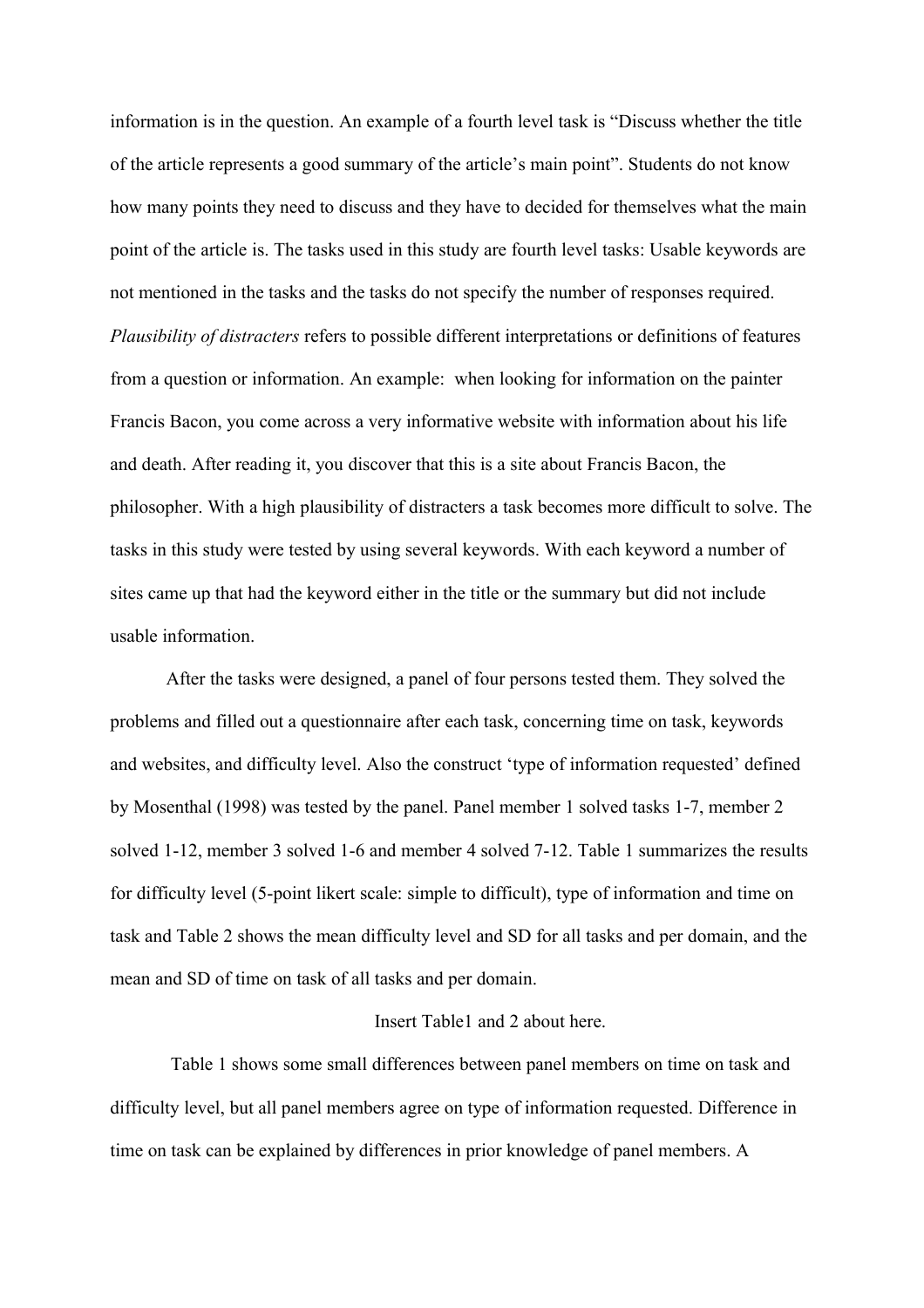information is in the question. An example of a fourth level task is "Discuss whether the title of the article represents a good summary of the article's main point". Students do not know how many points they need to discuss and they have to decided for themselves what the main point of the article is. The tasks used in this study are fourth level tasks: Usable keywords are not mentioned in the tasks and the tasks do not specify the number of responses required. *Plausibility of distracters* refers to possible different interpretations or definitions of features from a question or information. An example: when looking for information on the painter Francis Bacon, you come across a very informative website with information about his life and death. After reading it, you discover that this is a site about Francis Bacon, the philosopher. With a high plausibility of distracters a task becomes more difficult to solve. The tasks in this study were tested by using several keywords. With each keyword a number of sites came up that had the keyword either in the title or the summary but did not include usable information.

After the tasks were designed, a panel of four persons tested them. They solved the problems and filled out a questionnaire after each task, concerning time on task, keywords and websites, and difficulty level. Also the construct 'type of information requested' defined by Mosenthal (1998) was tested by the panel. Panel member 1 solved tasks 1-7, member 2 solved 1-12, member 3 solved 1-6 and member 4 solved 7-12. Table 1 summarizes the results for difficulty level (5-point likert scale: simple to difficult), type of information and time on task and Table 2 shows the mean difficulty level and SD for all tasks and per domain, and the mean and SD of time on task of all tasks and per domain.

Insert Table1 and 2 about here.

Table 1 shows some small differences between panel members on time on task and difficulty level, but all panel members agree on type of information requested. Difference in time on task can be explained by differences in prior knowledge of panel members. A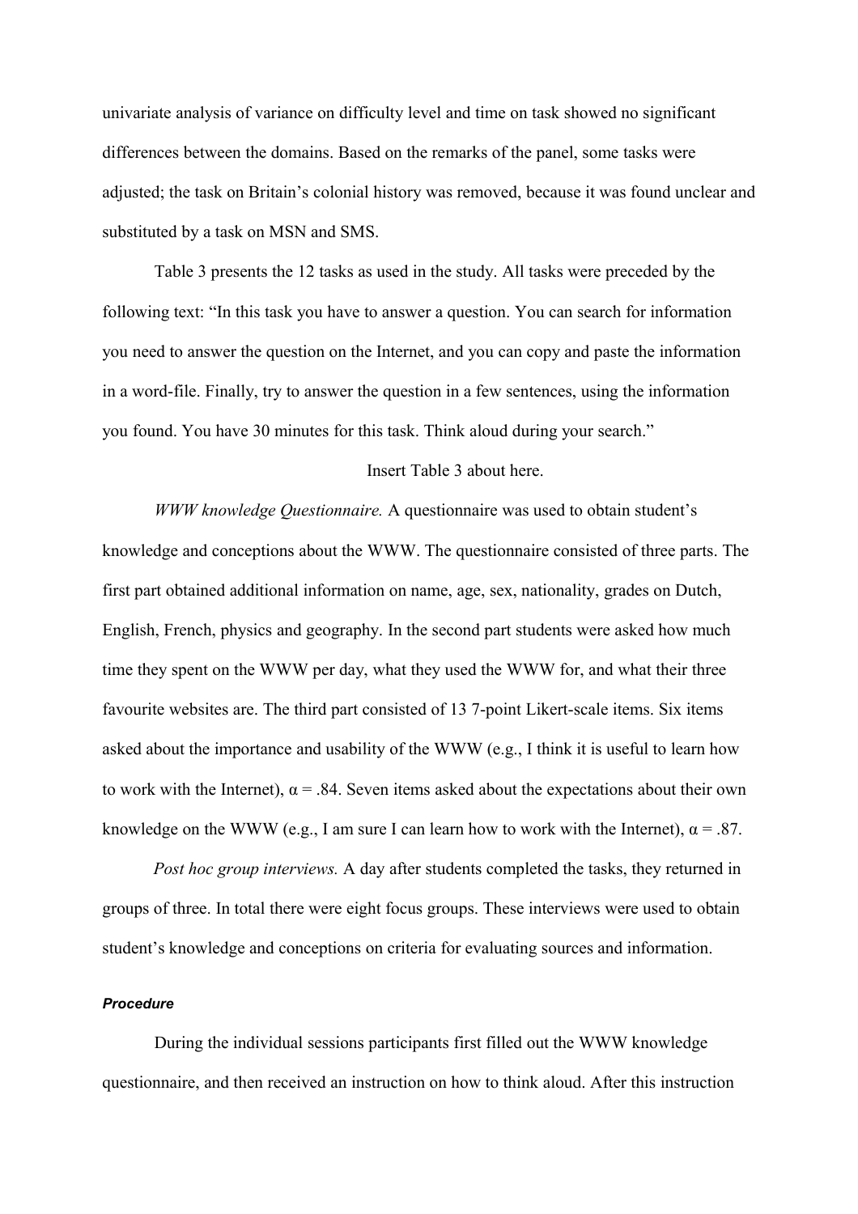univariate analysis of variance on difficulty level and time on task showed no significant differences between the domains. Based on the remarks of the panel, some tasks were adjusted; the task on Britain's colonial history was removed, because it was found unclear and substituted by a task on MSN and SMS.

Table 3 presents the 12 tasks as used in the study. All tasks were preceded by the following text: "In this task you have to answer a question. You can search for information you need to answer the question on the Internet, and you can copy and paste the information in a word-file. Finally, try to answer the question in a few sentences, using the information you found. You have 30 minutes for this task. Think aloud during your search."

Insert Table 3 about here.

*WWW knowledge Questionnaire.* A questionnaire was used to obtain student's knowledge and conceptions about the WWW. The questionnaire consisted of three parts. The first part obtained additional information on name, age, sex, nationality, grades on Dutch, English, French, physics and geography. In the second part students were asked how much time they spent on the WWW per day, what they used the WWW for, and what their three favourite websites are. The third part consisted of 13 7-point Likert-scale items. Six items asked about the importance and usability of the WWW (e.g., I think it is useful to learn how to work with the Internet), $\alpha = .84$. Seven items asked about the expectations about their own knowledge on the WWW (e.g., I am sure I can learn how to work with the Internet), $\alpha = .87$.

*Post hoc group interviews.* A day after students completed the tasks, they returned in groups of three. In total there were eight focus groups. These interviews were used to obtain student's knowledge and conceptions on criteria for evaluating sources and information.

### ***Procedure***

During the individual sessions participants first filled out the WWW knowledge questionnaire, and then received an instruction on how to think aloud. After this instruction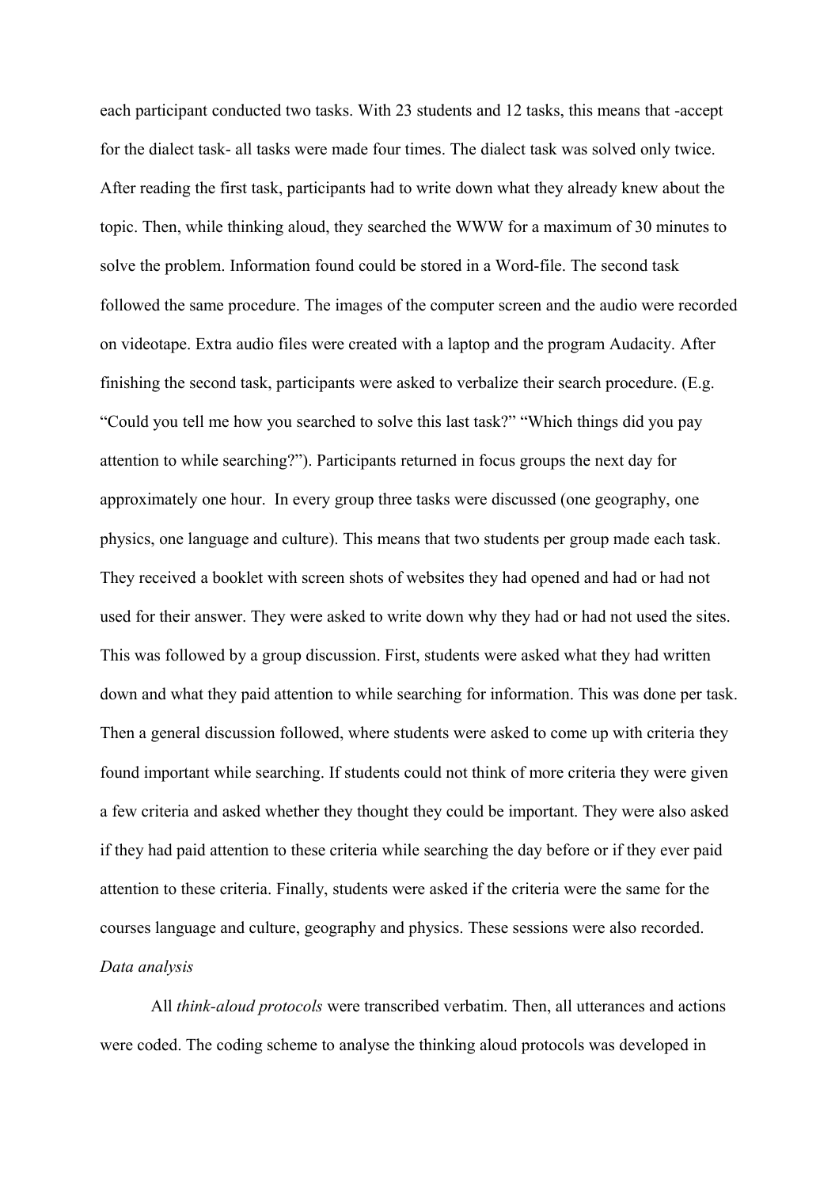each participant conducted two tasks. With 23 students and 12 tasks, this means that -accept for the dialect task- all tasks were made four times. The dialect task was solved only twice. After reading the first task, participants had to write down what they already knew about the topic. Then, while thinking aloud, they searched the WWW for a maximum of 30 minutes to solve the problem. Information found could be stored in a Word-file. The second task followed the same procedure. The images of the computer screen and the audio were recorded on videotape. Extra audio files were created with a laptop and the program Audacity. After finishing the second task, participants were asked to verbalize their search procedure. (E.g. "Could you tell me how you searched to solve this last task?" "Which things did you pay attention to while searching?"). Participants returned in focus groups the next day for approximately one hour. In every group three tasks were discussed (one geography, one physics, one language and culture). This means that two students per group made each task. They received a booklet with screen shots of websites they had opened and had or had not used for their answer. They were asked to write down why they had or had not used the sites. This was followed by a group discussion. First, students were asked what they had written down and what they paid attention to while searching for information. This was done per task. Then a general discussion followed, where students were asked to come up with criteria they found important while searching. If students could not think of more criteria they were given a few criteria and asked whether they thought they could be important. They were also asked if they had paid attention to these criteria while searching the day before or if they ever paid attention to these criteria. Finally, students were asked if the criteria were the same for the courses language and culture, geography and physics. These sessions were also recorded.

*Data analysis*

All *think-aloud protocols* were transcribed verbatim. Then, all utterances and actions were coded. The coding scheme to analyse the thinking aloud protocols was developed in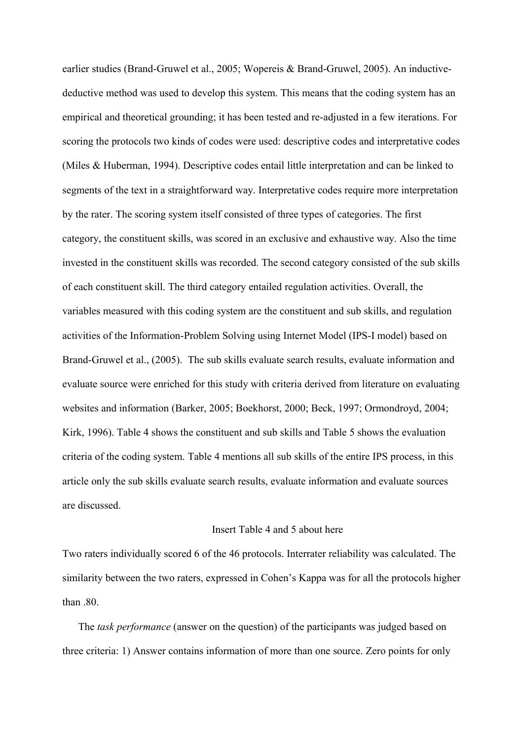earlier studies (Brand-Gruwel et al., 2005; Wopereis & Brand-Gruwel, 2005). An inductive-deductive method was used to develop this system. This means that the coding system has an empirical and theoretical grounding; it has been tested and re-adjusted in a few iterations. For scoring the protocols two kinds of codes were used: descriptive codes and interpretative codes (Miles & Huberman, 1994). Descriptive codes entail little interpretation and can be linked to segments of the text in a straightforward way. Interpretative codes require more interpretation by the rater. The scoring system itself consisted of three types of categories. The first category, the constituent skills, was scored in an exclusive and exhaustive way. Also the time invested in the constituent skills was recorded. The second category consisted of the sub skills of each constituent skill. The third category entailed regulation activities. Overall, the variables measured with this coding system are the constituent and sub skills, and regulation activities of the Information-Problem Solving using Internet Model (IPS-I model) based on Brand-Gruwel et al., (2005). The sub skills evaluate search results, evaluate information and evaluate source were enriched for this study with criteria derived from literature on evaluating websites and information (Barker, 2005; Boekhorst, 2000; Beck, 1997; Ormondroyd, 2004; Kirk, 1996). Table 4 shows the constituent and sub skills and Table 5 shows the evaluation criteria of the coding system. Table 4 mentions all sub skills of the entire IPS process, in this article only the sub skills evaluate search results, evaluate information and evaluate sources are discussed.

Insert Table 4 and 5 about here

Two raters individually scored 6 of the 46 protocols. Interrater reliability was calculated. The similarity between the two raters, expressed in Cohen's Kappa was for all the protocols higher than .80.

The *task performance* (answer on the question) of the participants was judged based on three criteria: 1) Answer contains information of more than one source. Zero points for only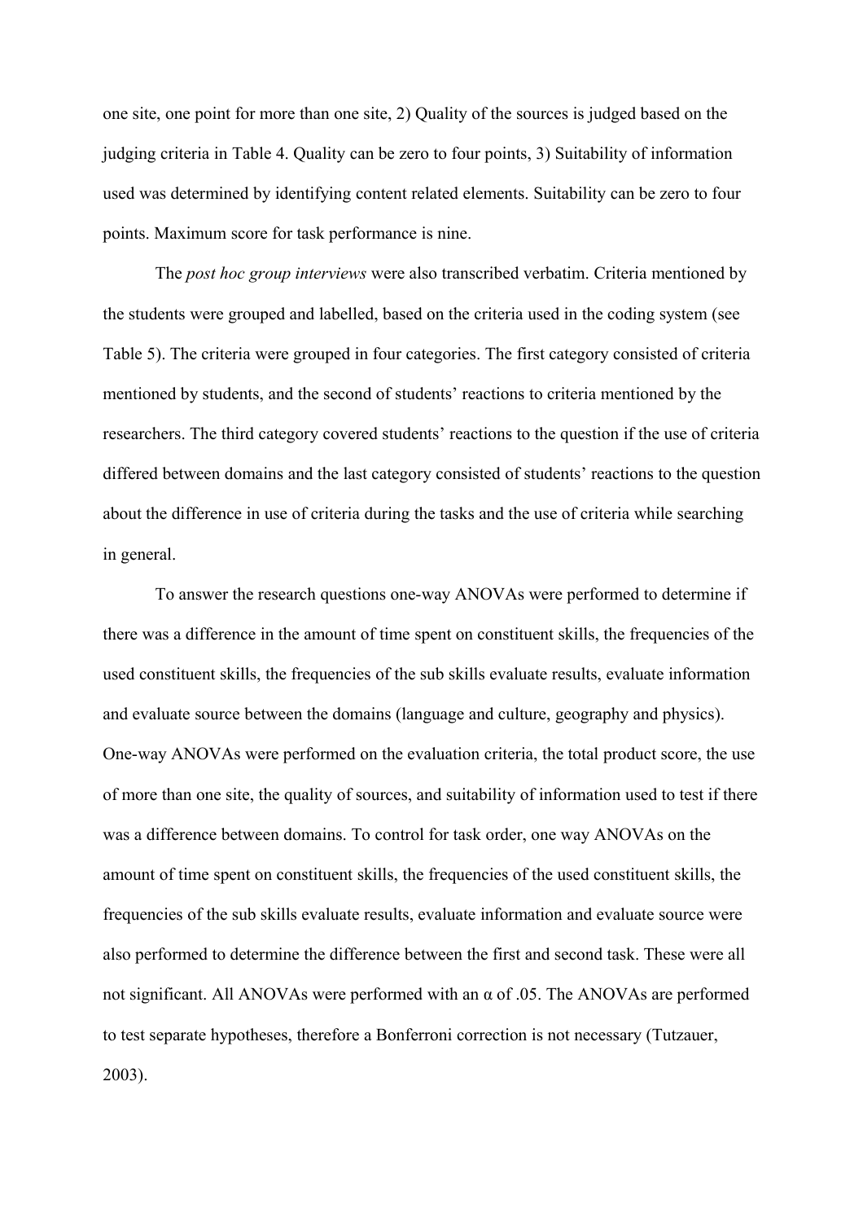one site, one point for more than one site, 2) Quality of the sources is judged based on the judging criteria in Table 4. Quality can be zero to four points, 3) Suitability of information used was determined by identifying content related elements. Suitability can be zero to four points. Maximum score for task performance is nine.

The *post hoc group interviews* were also transcribed verbatim. Criteria mentioned by the students were grouped and labelled, based on the criteria used in the coding system (see Table 5). The criteria were grouped in four categories. The first category consisted of criteria mentioned by students, and the second of students' reactions to criteria mentioned by the researchers. The third category covered students' reactions to the question if the use of criteria differed between domains and the last category consisted of students' reactions to the question about the difference in use of criteria during the tasks and the use of criteria while searching in general.

To answer the research questions one-way ANOVAs were performed to determine if there was a difference in the amount of time spent on constituent skills, the frequencies of the used constituent skills, the frequencies of the sub skills evaluate results, evaluate information and evaluate source between the domains (language and culture, geography and physics). One-way ANOVAs were performed on the evaluation criteria, the total product score, the use of more than one site, the quality of sources, and suitability of information used to test if there was a difference between domains. To control for task order, one way ANOVAs on the amount of time spent on constituent skills, the frequencies of the used constituent skills, the frequencies of the sub skills evaluate results, evaluate information and evaluate source were also performed to determine the difference between the first and second task. These were all not significant. All ANOVAs were performed with an $\alpha$ of .05. The ANOVAs are performed to test separate hypotheses, therefore a Bonferroni correction is not necessary (Tutzauer, 2003).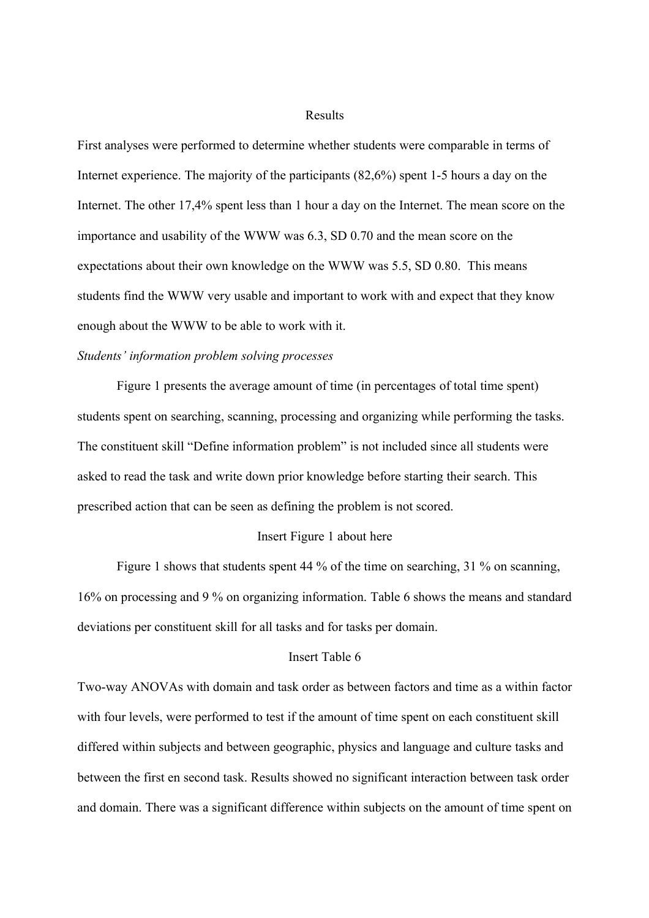# Results

First analyses were performed to determine whether students were comparable in terms of Internet experience. The majority of the participants (82,6%) spent 1-5 hours a day on the Internet. The other 17,4% spent less than 1 hour a day on the Internet. The mean score on the importance and usability of the WWW was 6.3, SD 0.70 and the mean score on the expectations about their own knowledge on the WWW was 5.5, SD 0.80. This means students find the WWW very usable and important to work with and expect that they know enough about the WWW to be able to work with it.

*Students' information problem solving processes*

Figure 1 presents the average amount of time (in percentages of total time spent) students spent on searching, scanning, processing and organizing while performing the tasks. The constituent skill "Define information problem" is not included since all students were asked to read the task and write down prior knowledge before starting their search. This prescribed action that can be seen as defining the problem is not scored.

Insert Figure 1 about here

Figure 1 shows that students spent 44 % of the time on searching, 31 % on scanning, 16% on processing and 9 % on organizing information. Table 6 shows the means and standard deviations per constituent skill for all tasks and for tasks per domain.

Insert Table 6

Two-way ANOVAs with domain and task order as between factors and time as a within factor with four levels, were performed to test if the amount of time spent on each constituent skill differed within subjects and between geographic, physics and language and culture tasks and between the first en second task. Results showed no significant interaction between task order and domain. There was a significant difference within subjects on the amount of time spent on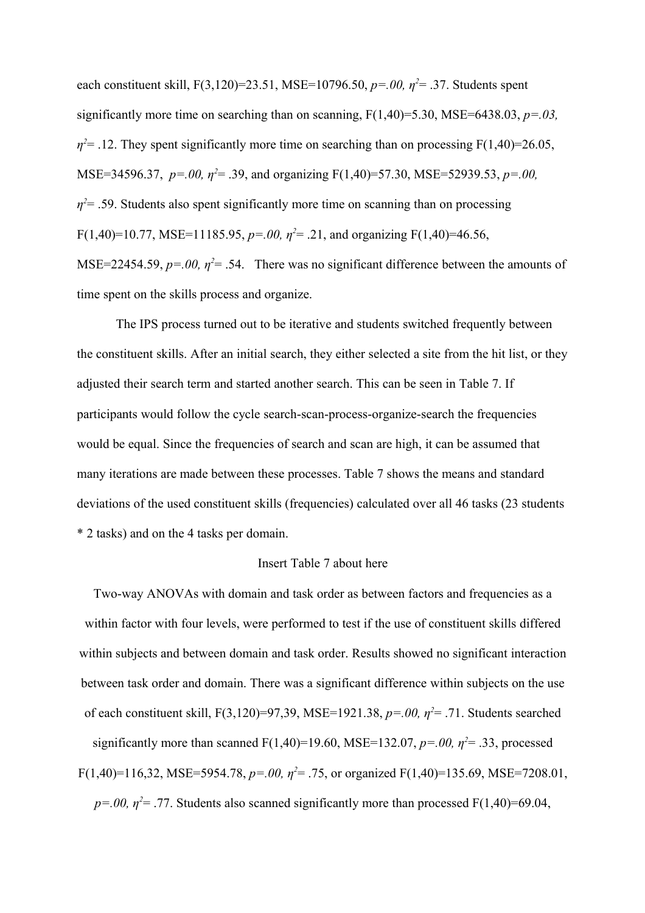each constituent skill, $F(3,120)=23.51$, MSE=10796.50, $p=.00$, $\eta^2=.37$. Students spent significantly more time on searching than on scanning, $F(1,40)=5.30$, MSE=6438.03, $p=.03$, $\eta^2=.12$. They spent significantly more time on searching than on processing $F(1,40)=26.05$, MSE=34596.37, $p=.00$, $\eta^2=.39$, and organizing $F(1,40)=57.30$, MSE=52939.53, $p=.00$, $\eta^2=.59$. Students also spent significantly more time on scanning than on processing $F(1,40)=10.77$, MSE=11185.95, $p=.00$, $\eta^2=.21$, and organizing $F(1,40)=46.56$, MSE=22454.59, $p=.00$, $\eta^2=.54$. There was no significant difference between the amounts of time spent on the skills process and organize.

The IPS process turned out to be iterative and students switched frequently between the constituent skills. After an initial search, they either selected a site from the hit list, or they adjusted their search term and started another search. This can be seen in Table 7. If participants would follow the cycle search-scan-process-organize-search the frequencies would be equal. Since the frequencies of search and scan are high, it can be assumed that many iterations are made between these processes. Table 7 shows the means and standard deviations of the used constituent skills (frequencies) calculated over all 46 tasks (23 students * 2 tasks) and on the 4 tasks per domain.

Insert Table 7 about here

Two-way ANOVAs with domain and task order as between factors and frequencies as a within factor with four levels, were performed to test if the use of constituent skills differed within subjects and between domain and task order. Results showed no significant interaction between task order and domain. There was a significant difference within subjects on the use of each constituent skill, $F(3,120)=97,39$, MSE=1921.38, $p=.00$, $\eta^2=.71$. Students searched significantly more than scanned $F(1,40)=19.60$, MSE=132.07, $p=.00$, $\eta^2=.33$, processed $F(1,40)=116,32$, MSE=5954.78, $p=.00$, $\eta^2=.75$, or organized $F(1,40)=135.69$, MSE=7208.01, $p=.00$, $\eta^2=.77$. Students also scanned significantly more than processed $F(1,40)=69.04$,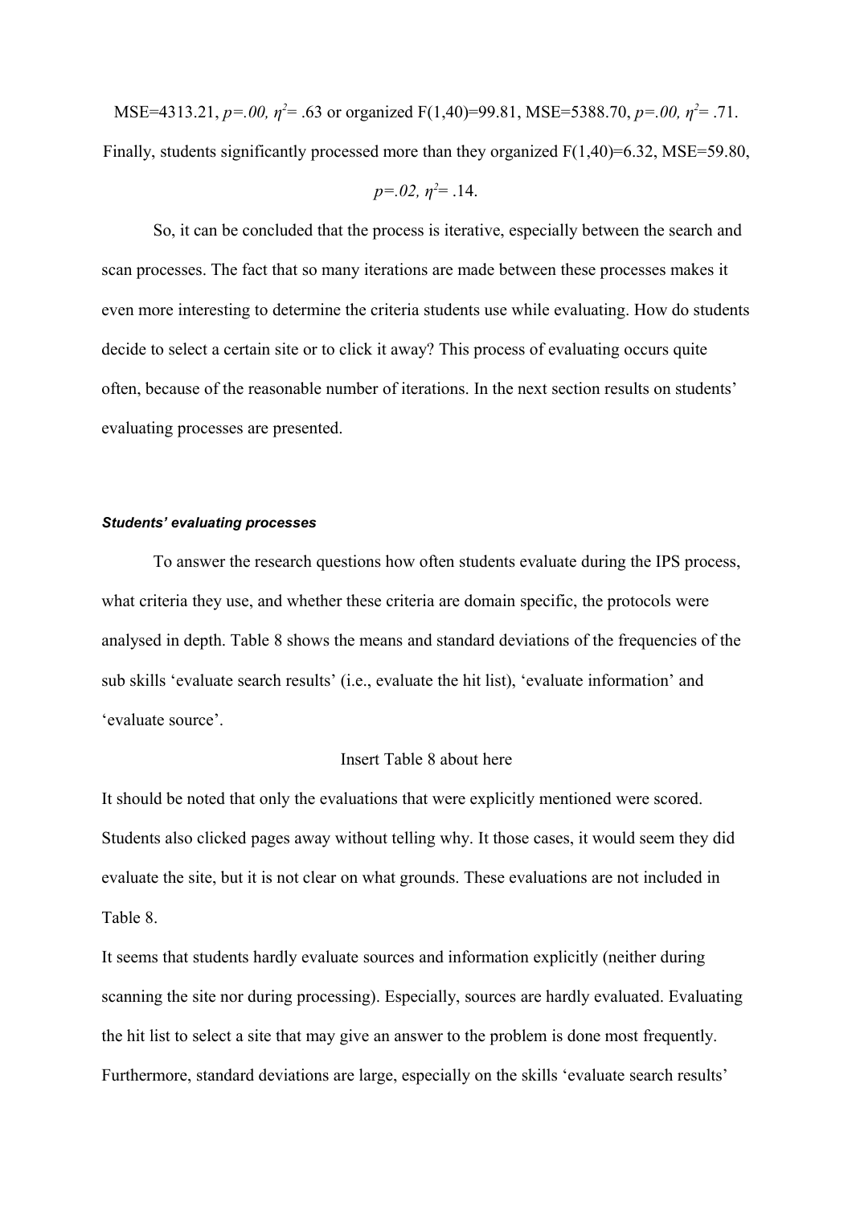MSE=4313.21, $p=.00$, $\eta^2= .63$ or organized $F(1,40)=99.81$, MSE=5388.70, $p=.00$, $\eta^2= .71$. Finally, students significantly processed more than they organized $F(1,40)=6.32$, MSE=59.80, $p=.02$, $\eta^2= .14$.

So, it can be concluded that the process is iterative, especially between the search and scan processes. The fact that so many iterations are made between these processes makes it even more interesting to determine the criteria students use while evaluating. How do students decide to select a certain site or to click it away? This process of evaluating occurs quite often, because of the reasonable number of iterations. In the next section results on students' evaluating processes are presented.

#### *Students' evaluating processes*

To answer the research questions how often students evaluate during the IPS process, what criteria they use, and whether these criteria are domain specific, the protocols were analysed in depth. Table 8 shows the means and standard deviations of the frequencies of the sub skills 'evaluate search results' (i.e., evaluate the hit list), 'evaluate information' and 'evaluate source'.

Insert Table 8 about here

It should be noted that only the evaluations that were explicitly mentioned were scored. Students also clicked pages away without telling why. It those cases, it would seem they did evaluate the site, but it is not clear on what grounds. These evaluations are not included in Table 8.

It seems that students hardly evaluate sources and information explicitly (neither during scanning the site nor during processing). Especially, sources are hardly evaluated. Evaluating the hit list to select a site that may give an answer to the problem is done most frequently. Furthermore, standard deviations are large, especially on the skills 'evaluate search results'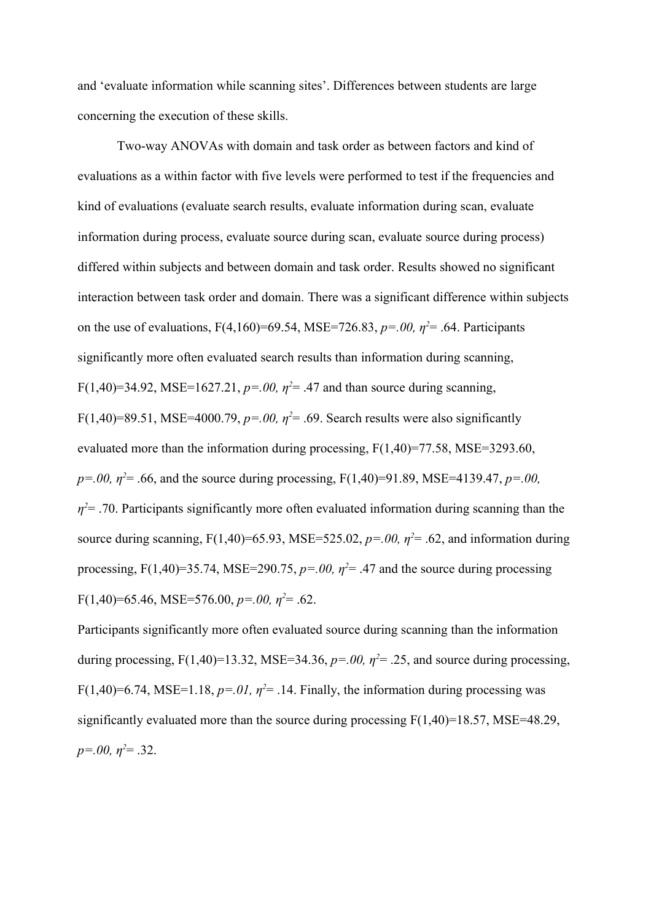and 'evaluate information while scanning sites'. Differences between students are large concerning the execution of these skills.

Two-way ANOVAs with domain and task order as between factors and kind of evaluations as a within factor with five levels were performed to test if the frequencies and kind of evaluations (evaluate search results, evaluate information during scan, evaluate information during process, evaluate source during scan, evaluate source during process) differed within subjects and between domain and task order. Results showed no significant interaction between task order and domain. There was a significant difference within subjects on the use of evaluations, $F(4,160)=69.54$, $MSE=726.83$, $p=.00$, $\eta^2=.64$. Participants significantly more often evaluated search results than information during scanning, $F(1,40)=34.92$, $MSE=1627.21$, $p=.00$, $\eta^2=.47$ and than source during scanning, $F(1,40)=89.51$, $MSE=4000.79$, $p=.00$, $\eta^2=.69$. Search results were also significantly evaluated more than the information during processing, $F(1,40)=77.58$, $MSE=3293.60$, $p=.00$, $\eta^2=.66$, and the source during processing, $F(1,40)=91.89$, $MSE=4139.47$, $p=.00$, $\eta^2=.70$. Participants significantly more often evaluated information during scanning than the source during scanning, $F(1,40)=65.93$, $MSE=525.02$, $p=.00$, $\eta^2=.62$, and information during processing, $F(1,40)=35.74$, $MSE=290.75$, $p=.00$, $\eta^2=.47$ and the source during processing $F(1,40)=65.46$, $MSE=576.00$, $p=.00$, $\eta^2=.62$.

Participants significantly more often evaluated source during scanning than the information during processing, $F(1,40)=13.32$, $MSE=34.36$, $p=.00$, $\eta^2=.25$, and source during processing, $F(1,40)=6.74$, $MSE=1.18$, $p=.01$, $\eta^2=.14$. Finally, the information during processing was significantly evaluated more than the source during processing $F(1,40)=18.57$, $MSE=48.29$, $p=.00$, $\eta^2=.32$.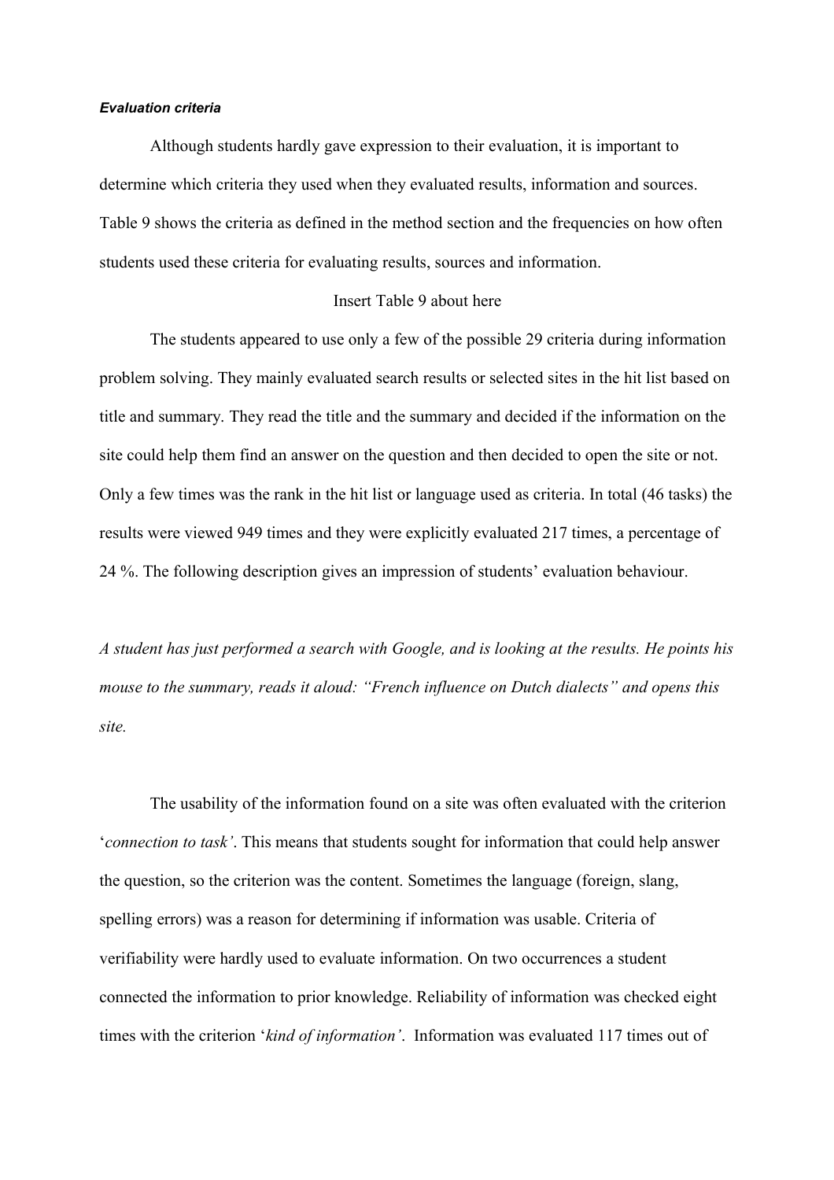#### ***Evaluation criteria***

Although students hardly gave expression to their evaluation, it is important to determine which criteria they used when they evaluated results, information and sources. Table 9 shows the criteria as defined in the method section and the frequencies on how often students used these criteria for evaluating results, sources and information.

Insert Table 9 about here

The students appeared to use only a few of the possible 29 criteria during information problem solving. They mainly evaluated search results or selected sites in the hit list based on title and summary. They read the title and the summary and decided if the information on the site could help them find an answer on the question and then decided to open the site or not. Only a few times was the rank in the hit list or language used as criteria. In total (46 tasks) the results were viewed 949 times and they were explicitly evaluated 217 times, a percentage of 24 %. The following description gives an impression of students' evaluation behaviour.

*A student has just performed a search with Google, and is looking at the results. He points his mouse to the summary, reads it aloud: "French influence on Dutch dialects" and opens this site.*

The usability of the information found on a site was often evaluated with the criterion '*connection to task'*. This means that students sought for information that could help answer the question, so the criterion was the content. Sometimes the language (foreign, slang, spelling errors) was a reason for determining if information was usable. Criteria of verifiability were hardly used to evaluate information. On two occurrences a student connected the information to prior knowledge. Reliability of information was checked eight times with the criterion '*kind of information'*. Information was evaluated 117 times out of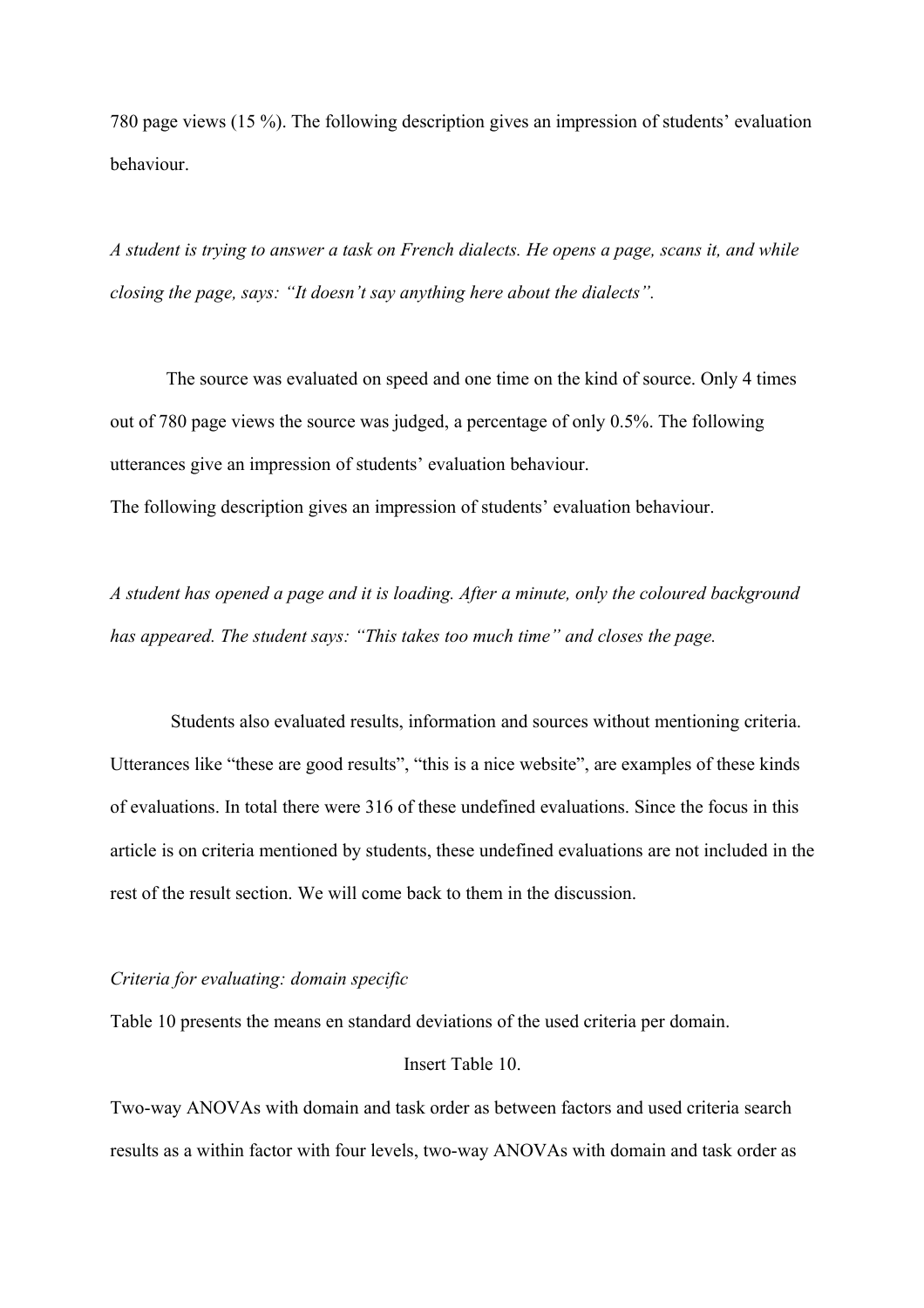780 page views (15 %). The following description gives an impression of students' evaluation behaviour.

*A student is trying to answer a task on French dialects. He opens a page, scans it, and while closing the page, says: "It doesn't say anything here about the dialects".*

The source was evaluated on speed and one time on the kind of source. Only 4 times out of 780 page views the source was judged, a percentage of only 0.5%. The following utterances give an impression of students' evaluation behaviour.
The following description gives an impression of students' evaluation behaviour.

*A student has opened a page and it is loading. After a minute, only the coloured background has appeared. The student says: "This takes too much time" and closes the page.*

Students also evaluated results, information and sources without mentioning criteria. Utterances like "these are good results", "this is a nice website", are examples of these kinds of evaluations. In total there were 316 of these undefined evaluations. Since the focus in this article is on criteria mentioned by students, these undefined evaluations are not included in the rest of the result section. We will come back to them in the discussion.

*Criteria for evaluating: domain specific*

Table 10 presents the means en standard deviations of the used criteria per domain.

Insert Table 10.

Two-way ANOVAs with domain and task order as between factors and used criteria search results as a within factor with four levels, two-way ANOVAs with domain and task order as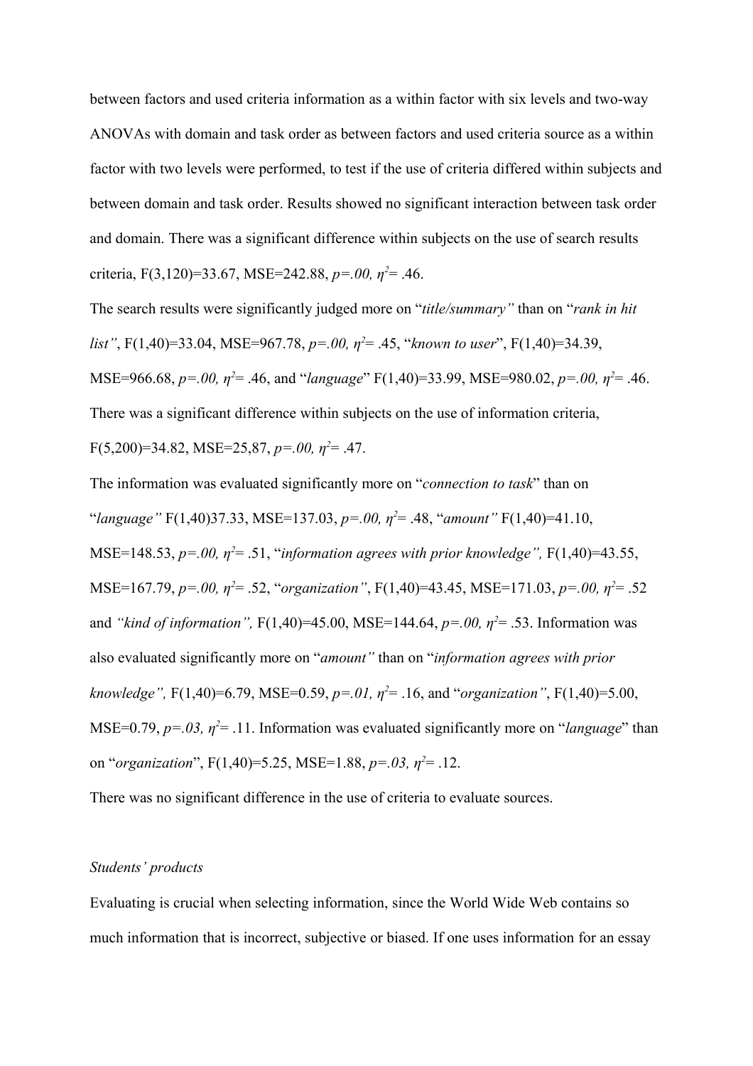between factors and used criteria information as a within factor with six levels and two-way ANOVAs with domain and task order as between factors and used criteria source as a within factor with two levels were performed, to test if the use of criteria differed within subjects and between domain and task order. Results showed no significant interaction between task order and domain. There was a significant difference within subjects on the use of search results criteria, $F(3,120)=33.67$, $MSE=242.88$, $p=.00$, $\eta^2=.46$.

The search results were significantly judged more on "*title/summary"* than on "*rank in hit list"*, $F(1,40)=33.04$, $MSE=967.78$, $p=.00$, $\eta^2=.45$, "*known to user*", $F(1,40)=34.39$, $MSE=966.68$, $p=.00$, $\eta^2=.46$, and "*language*" $F(1,40)=33.99$, $MSE=980.02$, $p=.00$, $\eta^2=.46$. There was a significant difference within subjects on the use of information criteria, $F(5,200)=34.82$, MSE=25,87, $p=.00$, $\eta^2=.47$.

The information was evaluated significantly more on "*connection to task*" than on "*language"* F(1,40)37.33, $MSE=137.03$, $p=.00$, $\eta^2=.48$, "*amount"* $F(1,40)=41.10$, $MSE=148.53$, $p=.00$, $\eta^2=.51$, "*information agrees with prior knowledge",* $F(1,40)=43.55$, $MSE=167.79$, $p=.00$, $\eta^2=.52$, "*organization"*, $F(1,40)=43.45$, $MSE=171.03$, $p=.00$, $\eta^2=.52$ and *"kind of information",* $F(1,40)=45.00$, $MSE=144.64$, $p=.00$, $\eta^2=.53$. Information was also evaluated significantly more on "*amount"* than on "*information agrees with prior knowledge",* $F(1,40)=6.79$, $MSE=0.59$, $p=.01$, $\eta^2=.16$, and "*organization"*, $F(1,40)=5.00$, $MSE=0.79$, $p=.03$, $\eta^2=.11$. Information was evaluated significantly more on "*language*" than on "*organization*", $F(1,40)=5.25$, $MSE=1.88$, $p=.03$, $\eta^2=.12$.

There was no significant difference in the use of criteria to evaluate sources.

*Students' products*

Evaluating is crucial when selecting information, since the World Wide Web contains so much information that is incorrect, subjective or biased. If one uses information for an essay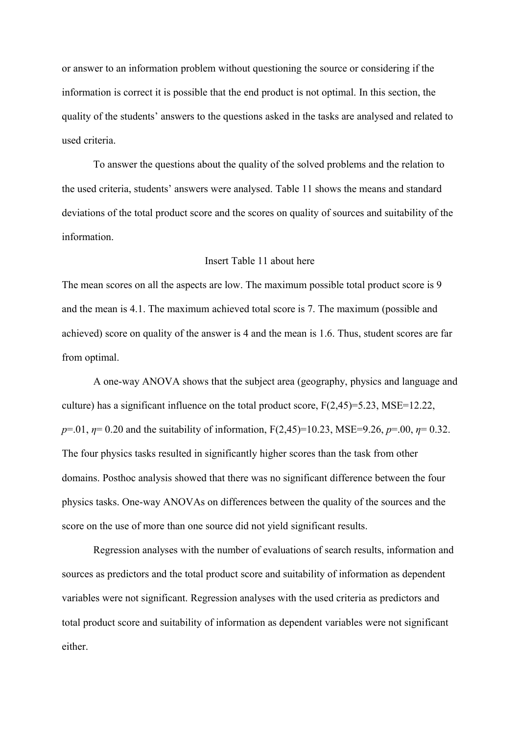or answer to an information problem without questioning the source or considering if the information is correct it is possible that the end product is not optimal. In this section, the quality of the students' answers to the questions asked in the tasks are analysed and related to used criteria.

To answer the questions about the quality of the solved problems and the relation to the used criteria, students' answers were analysed. Table 11 shows the means and standard deviations of the total product score and the scores on quality of sources and suitability of the information.

Insert Table 11 about here

The mean scores on all the aspects are low. The maximum possible total product score is 9 and the mean is 4.1. The maximum achieved total score is 7. The maximum (possible and achieved) score on quality of the answer is 4 and the mean is 1.6. Thus, student scores are far from optimal.

A one-way ANOVA shows that the subject area (geography, physics and language and culture) has a significant influence on the total product score, $F(2,45)=5.23$, $MSE=12.22$, $p=.01$, $\eta= 0.20$ and the suitability of information, $F(2,45)=10.23$, $MSE=9.26$, $p=.00$, $\eta= 0.32$. The four physics tasks resulted in significantly higher scores than the task from other domains. Posthoc analysis showed that there was no significant difference between the four physics tasks. One-way ANOVAs on differences between the quality of the sources and the score on the use of more than one source did not yield significant results.

Regression analyses with the number of evaluations of search results, information and sources as predictors and the total product score and suitability of information as dependent variables were not significant. Regression analyses with the used criteria as predictors and total product score and suitability of information as dependent variables were not significant either.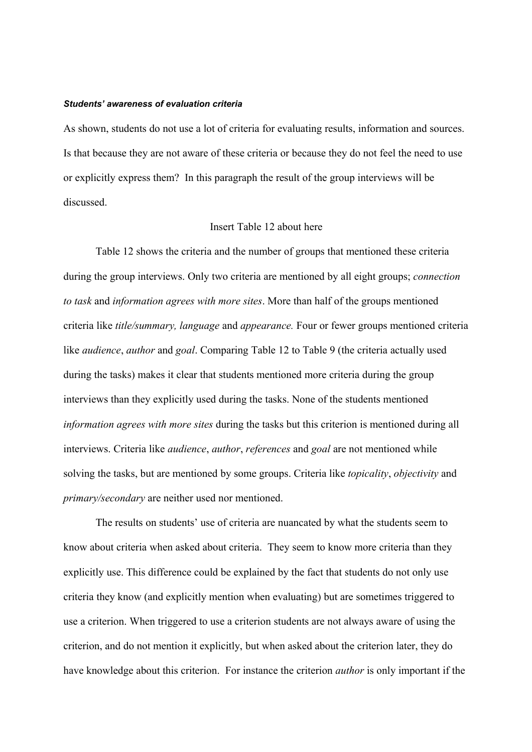***Students' awareness of evaluation criteria***

As shown, students do not use a lot of criteria for evaluating results, information and sources. Is that because they are not aware of these criteria or because they do not feel the need to use or explicitly express them? In this paragraph the result of the group interviews will be discussed.

Insert Table 12 about here

Table 12 shows the criteria and the number of groups that mentioned these criteria during the group interviews. Only two criteria are mentioned by all eight groups; *connection to task* and *information agrees with more sites*. More than half of the groups mentioned criteria like *title/summary, language* and *appearance.* Four or fewer groups mentioned criteria like *audience*, *author* and *goal*. Comparing Table 12 to Table 9 (the criteria actually used during the tasks) makes it clear that students mentioned more criteria during the group interviews than they explicitly used during the tasks. None of the students mentioned *information agrees with more sites* during the tasks but this criterion is mentioned during all interviews. Criteria like *audience*, *author*, *references* and *goal* are not mentioned while solving the tasks, but are mentioned by some groups. Criteria like *topicality*, *objectivity* and *primary/secondary* are neither used nor mentioned.

The results on students' use of criteria are nuancated by what the students seem to know about criteria when asked about criteria. They seem to know more criteria than they explicitly use. This difference could be explained by the fact that students do not only use criteria they know (and explicitly mention when evaluating) but are sometimes triggered to use a criterion. When triggered to use a criterion students are not always aware of using the criterion, and do not mention it explicitly, but when asked about the criterion later, they do have knowledge about this criterion. For instance the criterion *author* is only important if the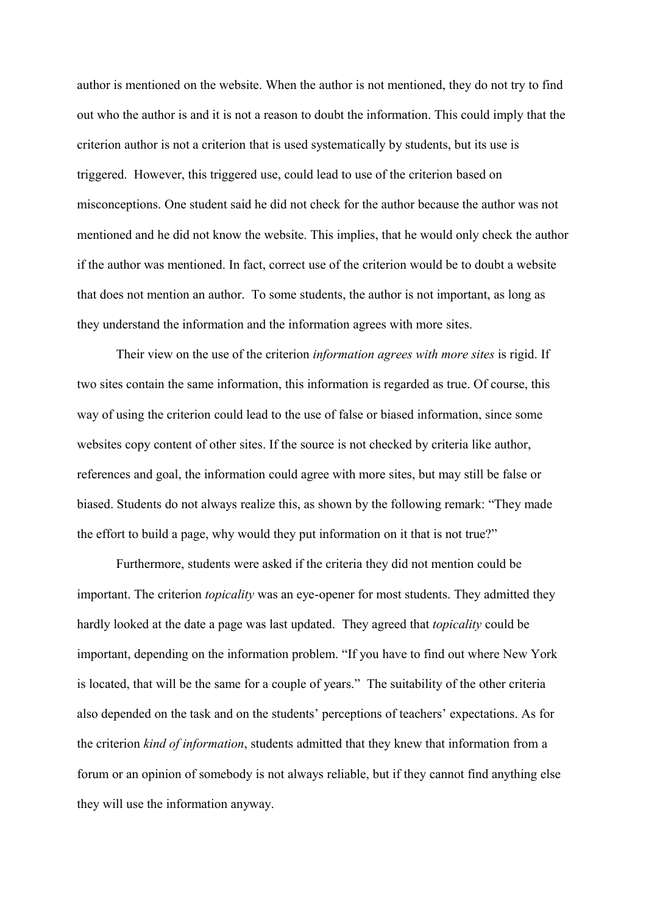author is mentioned on the website. When the author is not mentioned, they do not try to find out who the author is and it is not a reason to doubt the information. This could imply that the criterion author is not a criterion that is used systematically by students, but its use is triggered. However, this triggered use, could lead to use of the criterion based on misconceptions. One student said he did not check for the author because the author was not mentioned and he did not know the website. This implies, that he would only check the author if the author was mentioned. In fact, correct use of the criterion would be to doubt a website that does not mention an author. To some students, the author is not important, as long as they understand the information and the information agrees with more sites.

Their view on the use of the criterion *information agrees with more sites* is rigid. If two sites contain the same information, this information is regarded as true. Of course, this way of using the criterion could lead to the use of false or biased information, since some websites copy content of other sites. If the source is not checked by criteria like author, references and goal, the information could agree with more sites, but may still be false or biased. Students do not always realize this, as shown by the following remark: "They made the effort to build a page, why would they put information on it that is not true?"

Furthermore, students were asked if the criteria they did not mention could be important. The criterion *topicality* was an eye-opener for most students. They admitted they hardly looked at the date a page was last updated. They agreed that *topicality* could be important, depending on the information problem. "If you have to find out where New York is located, that will be the same for a couple of years." The suitability of the other criteria also depended on the task and on the students' perceptions of teachers' expectations. As for the criterion *kind of information*, students admitted that they knew that information from a forum or an opinion of somebody is not always reliable, but if they cannot find anything else they will use the information anyway.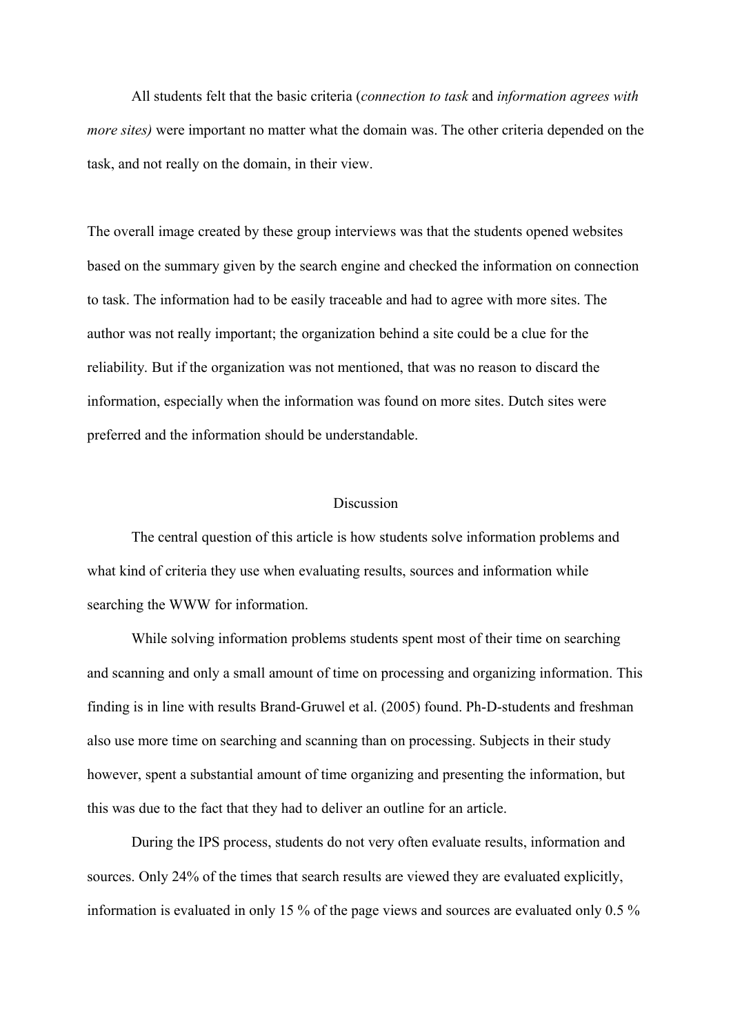All students felt that the basic criteria (*connection to task* and *information agrees with more sites)* were important no matter what the domain was. The other criteria depended on the task, and not really on the domain, in their view.

The overall image created by these group interviews was that the students opened websites based on the summary given by the search engine and checked the information on connection to task. The information had to be easily traceable and had to agree with more sites. The author was not really important; the organization behind a site could be a clue for the reliability. But if the organization was not mentioned, that was no reason to discard the information, especially when the information was found on more sites. Dutch sites were preferred and the information should be understandable.

## Discussion

The central question of this article is how students solve information problems and what kind of criteria they use when evaluating results, sources and information while searching the WWW for information.

While solving information problems students spent most of their time on searching and scanning and only a small amount of time on processing and organizing information. This finding is in line with results Brand-Gruwel et al. (2005) found. Ph-D-students and freshman also use more time on searching and scanning than on processing. Subjects in their study however, spent a substantial amount of time organizing and presenting the information, but this was due to the fact that they had to deliver an outline for an article.

During the IPS process, students do not very often evaluate results, information and sources. Only 24% of the times that search results are viewed they are evaluated explicitly, information is evaluated in only 15 % of the page views and sources are evaluated only 0.5 %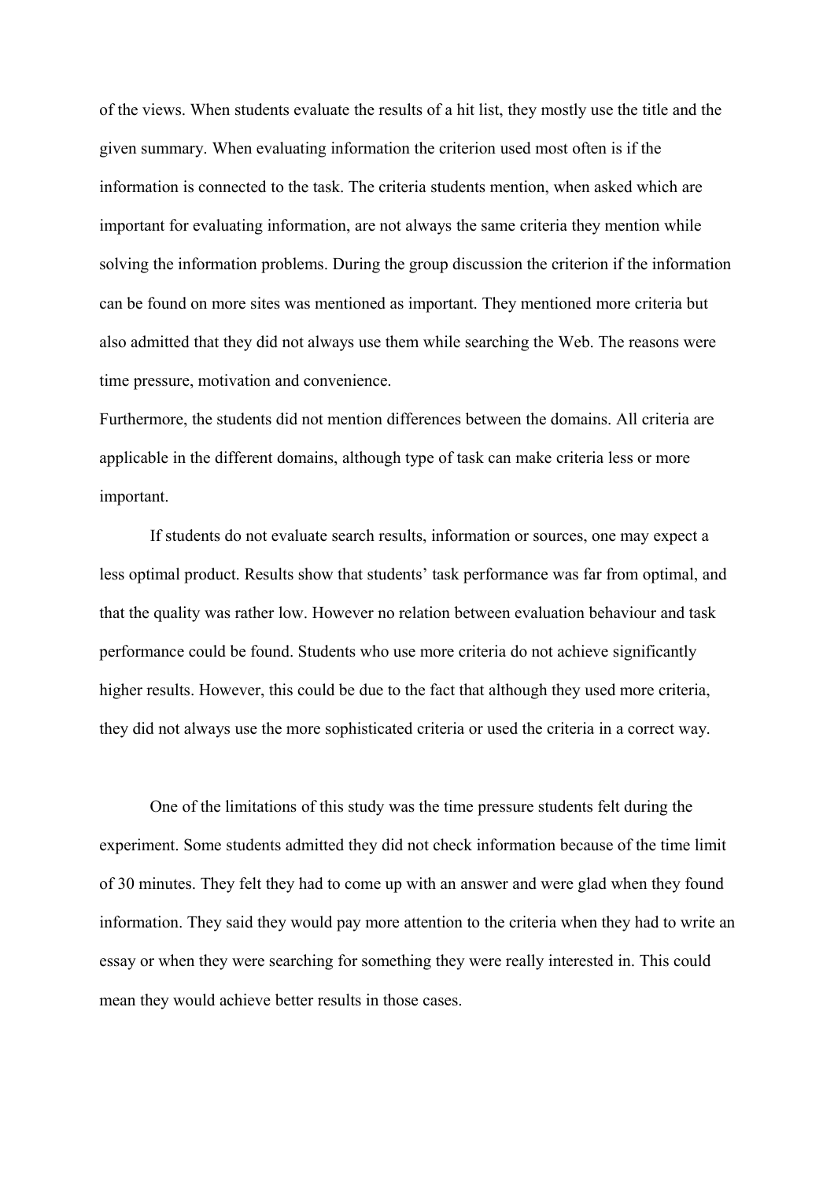of the views. When students evaluate the results of a hit list, they mostly use the title and the given summary. When evaluating information the criterion used most often is if the information is connected to the task. The criteria students mention, when asked which are important for evaluating information, are not always the same criteria they mention while solving the information problems. During the group discussion the criterion if the information can be found on more sites was mentioned as important. They mentioned more criteria but also admitted that they did not always use them while searching the Web. The reasons were time pressure, motivation and convenience.

Furthermore, the students did not mention differences between the domains. All criteria are applicable in the different domains, although type of task can make criteria less or more important.

If students do not evaluate search results, information or sources, one may expect a less optimal product. Results show that students' task performance was far from optimal, and that the quality was rather low. However no relation between evaluation behaviour and task performance could be found. Students who use more criteria do not achieve significantly higher results. However, this could be due to the fact that although they used more criteria, they did not always use the more sophisticated criteria or used the criteria in a correct way.

One of the limitations of this study was the time pressure students felt during the experiment. Some students admitted they did not check information because of the time limit of 30 minutes. They felt they had to come up with an answer and were glad when they found information. They said they would pay more attention to the criteria when they had to write an essay or when they were searching for something they were really interested in. This could mean they would achieve better results in those cases.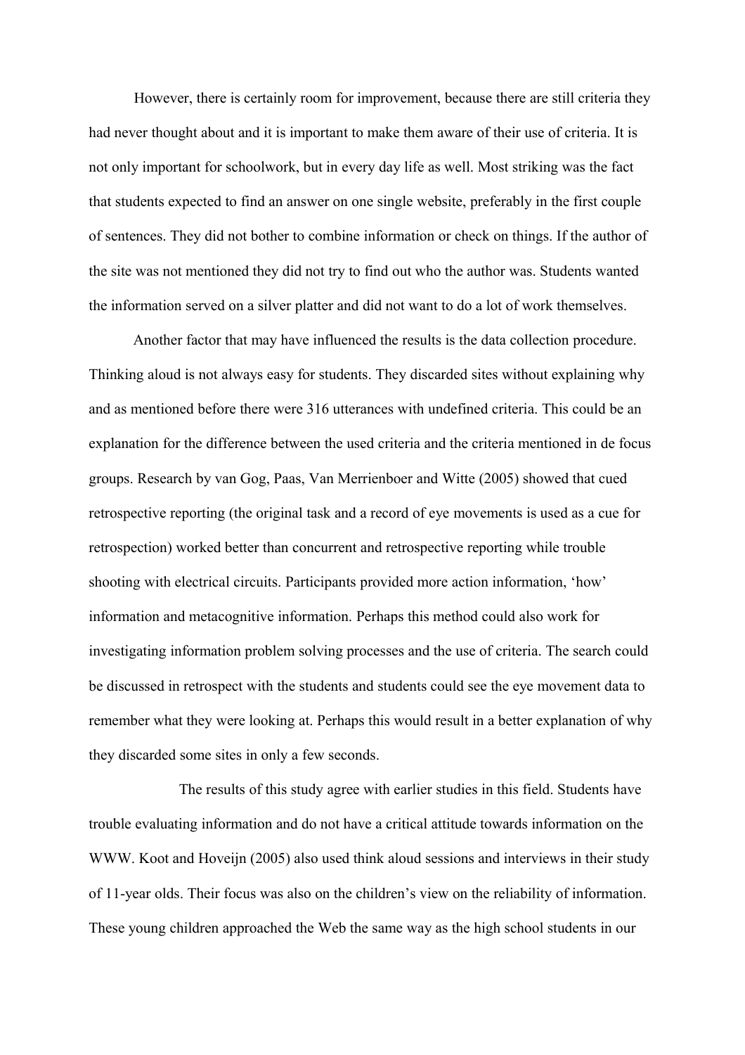However, there is certainly room for improvement, because there are still criteria they had never thought about and it is important to make them aware of their use of criteria. It is not only important for schoolwork, but in every day life as well. Most striking was the fact that students expected to find an answer on one single website, preferably in the first couple of sentences. They did not bother to combine information or check on things. If the author of the site was not mentioned they did not try to find out who the author was. Students wanted the information served on a silver platter and did not want to do a lot of work themselves.

Another factor that may have influenced the results is the data collection procedure. Thinking aloud is not always easy for students. They discarded sites without explaining why and as mentioned before there were 316 utterances with undefined criteria. This could be an explanation for the difference between the used criteria and the criteria mentioned in de focus groups. Research by van Gog, Paas, Van Merrienboer and Witte (2005) showed that cued retrospective reporting (the original task and a record of eye movements is used as a cue for retrospection) worked better than concurrent and retrospective reporting while trouble shooting with electrical circuits. Participants provided more action information, 'how' information and metacognitive information. Perhaps this method could also work for investigating information problem solving processes and the use of criteria. The search could be discussed in retrospect with the students and students could see the eye movement data to remember what they were looking at. Perhaps this would result in a better explanation of why they discarded some sites in only a few seconds.

The results of this study agree with earlier studies in this field. Students have trouble evaluating information and do not have a critical attitude towards information on the WWW. Koot and Hoveijn (2005) also used think aloud sessions and interviews in their study of 11-year olds. Their focus was also on the children's view on the reliability of information. These young children approached the Web the same way as the high school students in our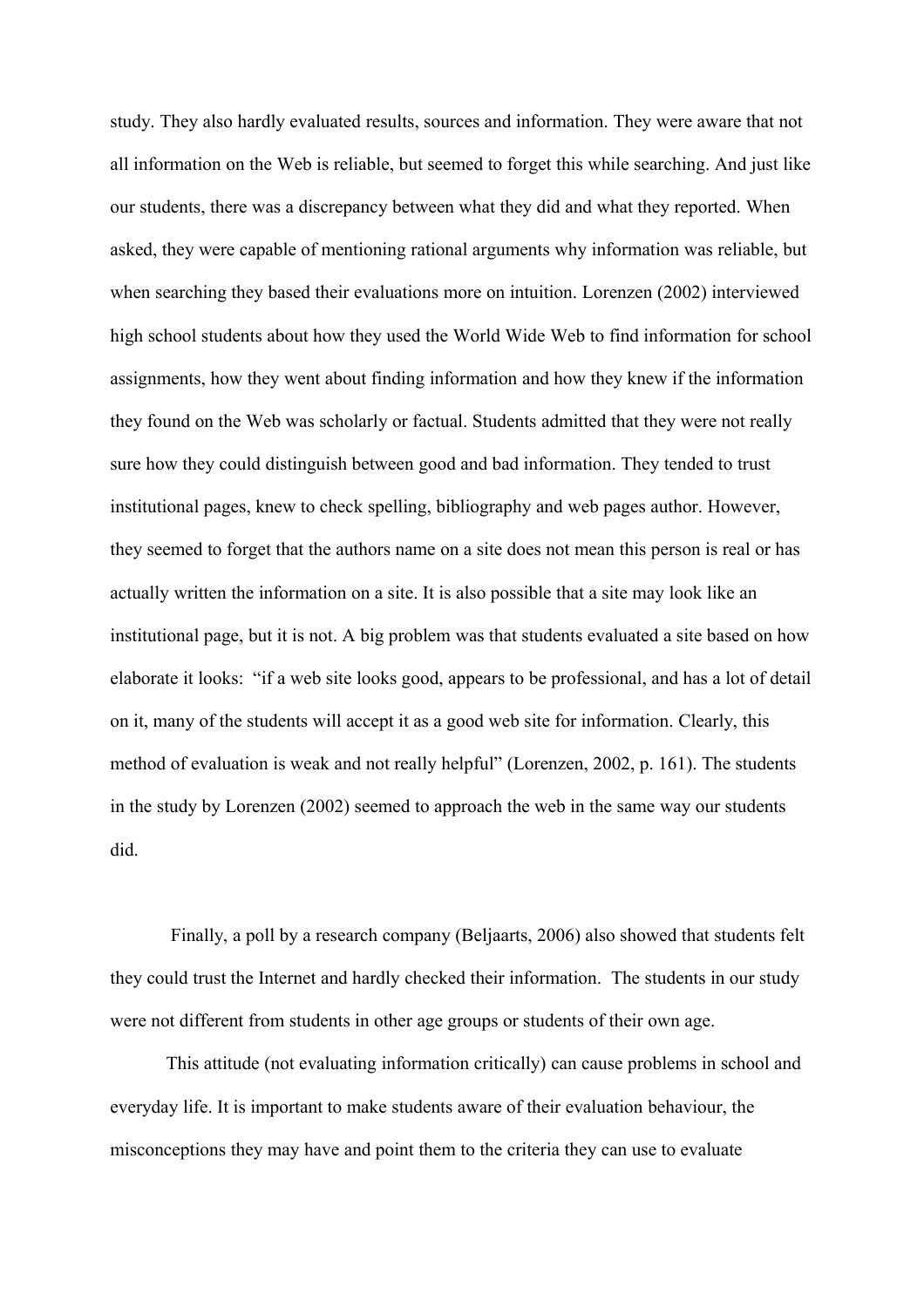study. They also hardly evaluated results, sources and information. They were aware that not all information on the Web is reliable, but seemed to forget this while searching. And just like our students, there was a discrepancy between what they did and what they reported. When asked, they were capable of mentioning rational arguments why information was reliable, but when searching they based their evaluations more on intuition. Lorenzen (2002) interviewed high school students about how they used the World Wide Web to find information for school assignments, how they went about finding information and how they knew if the information they found on the Web was scholarly or factual. Students admitted that they were not really sure how they could distinguish between good and bad information. They tended to trust institutional pages, knew to check spelling, bibliography and web pages author. However, they seemed to forget that the authors name on a site does not mean this person is real or has actually written the information on a site. It is also possible that a site may look like an institutional page, but it is not. A big problem was that students evaluated a site based on how elaborate it looks: "if a web site looks good, appears to be professional, and has a lot of detail on it, many of the students will accept it as a good web site for information. Clearly, this method of evaluation is weak and not really helpful" (Lorenzen, 2002, p. 161). The students in the study by Lorenzen (2002) seemed to approach the web in the same way our students did.

Finally, a poll by a research company (Beljaarts, 2006) also showed that students felt they could trust the Internet and hardly checked their information. The students in our study were not different from students in other age groups or students of their own age.

This attitude (not evaluating information critically) can cause problems in school and everyday life. It is important to make students aware of their evaluation behaviour, the misconceptions they may have and point them to the criteria they can use to evaluate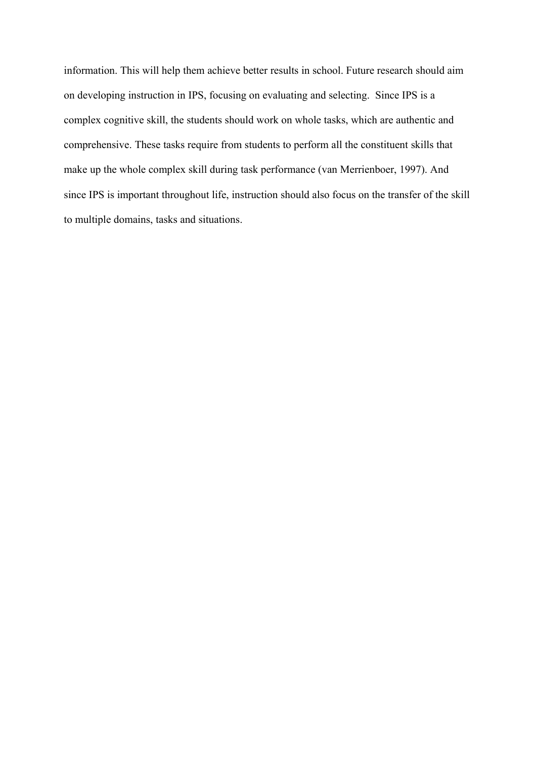information. This will help them achieve better results in school. Future research should aim on developing instruction in IPS, focusing on evaluating and selecting.  Since IPS is a complex cognitive skill, the students should work on whole tasks, which are authentic and comprehensive. These tasks require from students to perform all the constituent skills that make up the whole complex skill during task performance (van Merrienboer, 1997). And since IPS is important throughout life, instruction should also focus on the transfer of the skill to multiple domains, tasks and situations.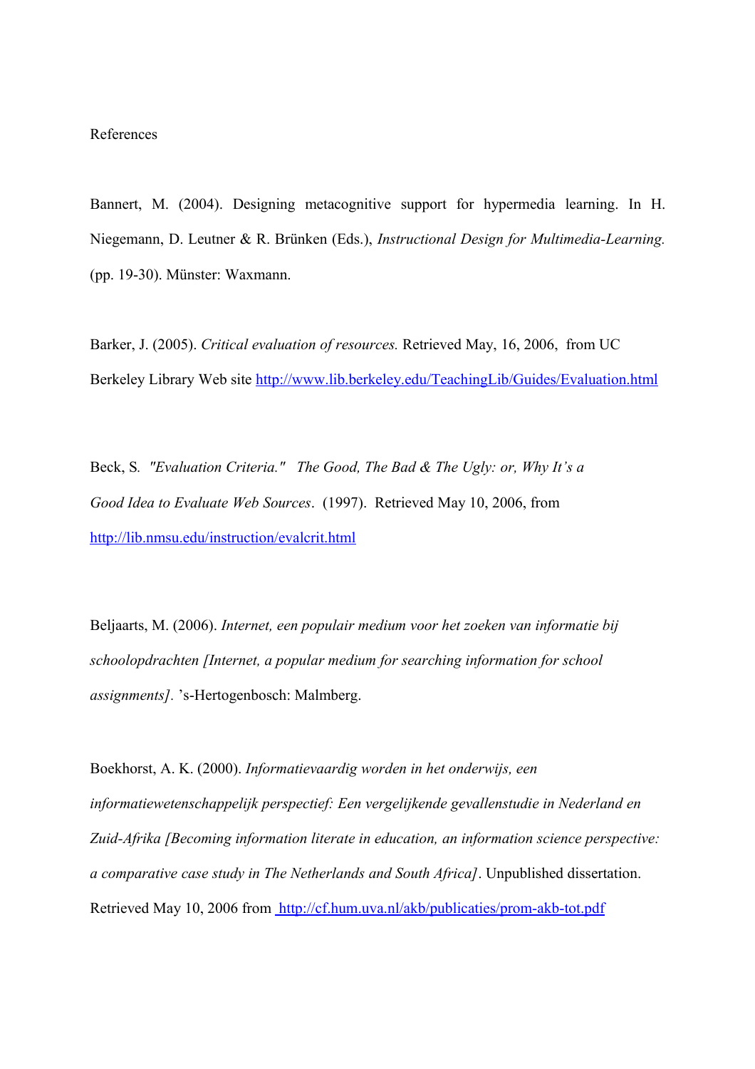# References

Bannert, M. (2004). Designing metacognitive support for hypermedia learning. In H. Niegemann, D. Leutner & R. Brünken (Eds.), *Instructional Design for Multimedia-Learning.* (pp. 19-30). Münster: Waxmann.

Barker, J. (2005). *Critical evaluation of resources.* Retrieved May, 16, 2006, from UC Berkeley Library Web site http://www.lib.berkeley.edu/TeachingLib/Guides/Evaluation.html

Beck, S. *"Evaluation Criteria." The Good, The Bad & The Ugly: or, Why It's a Good Idea to Evaluate Web Sources*. (1997). Retrieved May 10, 2006, from http://lib.nmsu.edu/instruction/evalcrit.html

Beljaarts, M. (2006). *Internet, een populair medium voor het zoeken van informatie bij schoolopdrachten [Internet, a popular medium for searching information for school assignments].* 's-Hertogenbosch: Malmberg.

Boekhorst, A. K. (2000). *Informatievaardig worden in het onderwijs, een informatiewetenschappelijk perspectief: Een vergelijkende gevallenstudie in Nederland en Zuid-Afrika [Becoming information literate in education, an information science perspective: a comparative case study in The Netherlands and South Africa]*. Unpublished dissertation. Retrieved May 10, 2006 from http://cf.hum.uva.nl/akb/publicaties/prom-akb-tot.pdf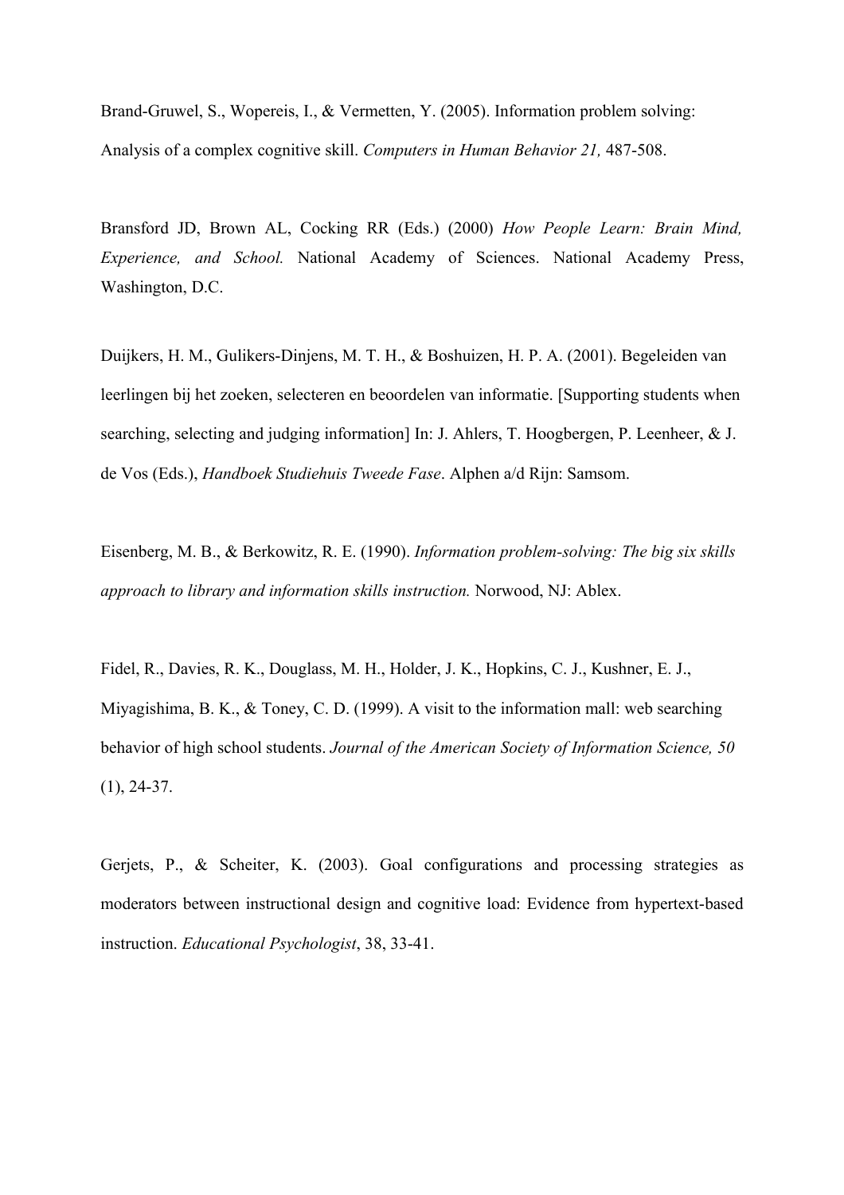Brand-Gruwel, S., Wopereis, I., & Vermetten, Y. (2005). Information problem solving: Analysis of a complex cognitive skill. *Computers in Human Behavior 21,* 487-508.

Bransford JD, Brown AL, Cocking RR (Eds.) (2000) *How People Learn: Brain Mind, Experience, and School.* National Academy of Sciences. National Academy Press, Washington, D.C.

Duijkers, H. M., Gulikers-Dinjens, M. T. H., & Boshuizen, H. P. A. (2001). Begeleiden van leerlingen bij het zoeken, selecteren en beoordelen van informatie. [Supporting students when searching, selecting and judging information] In: J. Ahlers, T. Hoogbergen, P. Leenheer, & J. de Vos (Eds.), *Handboek Studiehuis Tweede Fase*. Alphen a/d Rijn: Samsom.

Eisenberg, M. B., & Berkowitz, R. E. (1990). *Information problem-solving: The big six skills approach to library and information skills instruction.* Norwood, NJ: Ablex.

Fidel, R., Davies, R. K., Douglass, M. H., Holder, J. K., Hopkins, C. J., Kushner, E. J., Miyagishima, B. K., & Toney, C. D. (1999). A visit to the information mall: web searching behavior of high school students. *Journal of the American Society of Information Science, 50* (1), 24-37.

Gerjets, P., & Scheiter, K. (2003). Goal configurations and processing strategies as moderators between instructional design and cognitive load: Evidence from hypertext-based instruction. *Educational Psychologist*, 38, 33-41.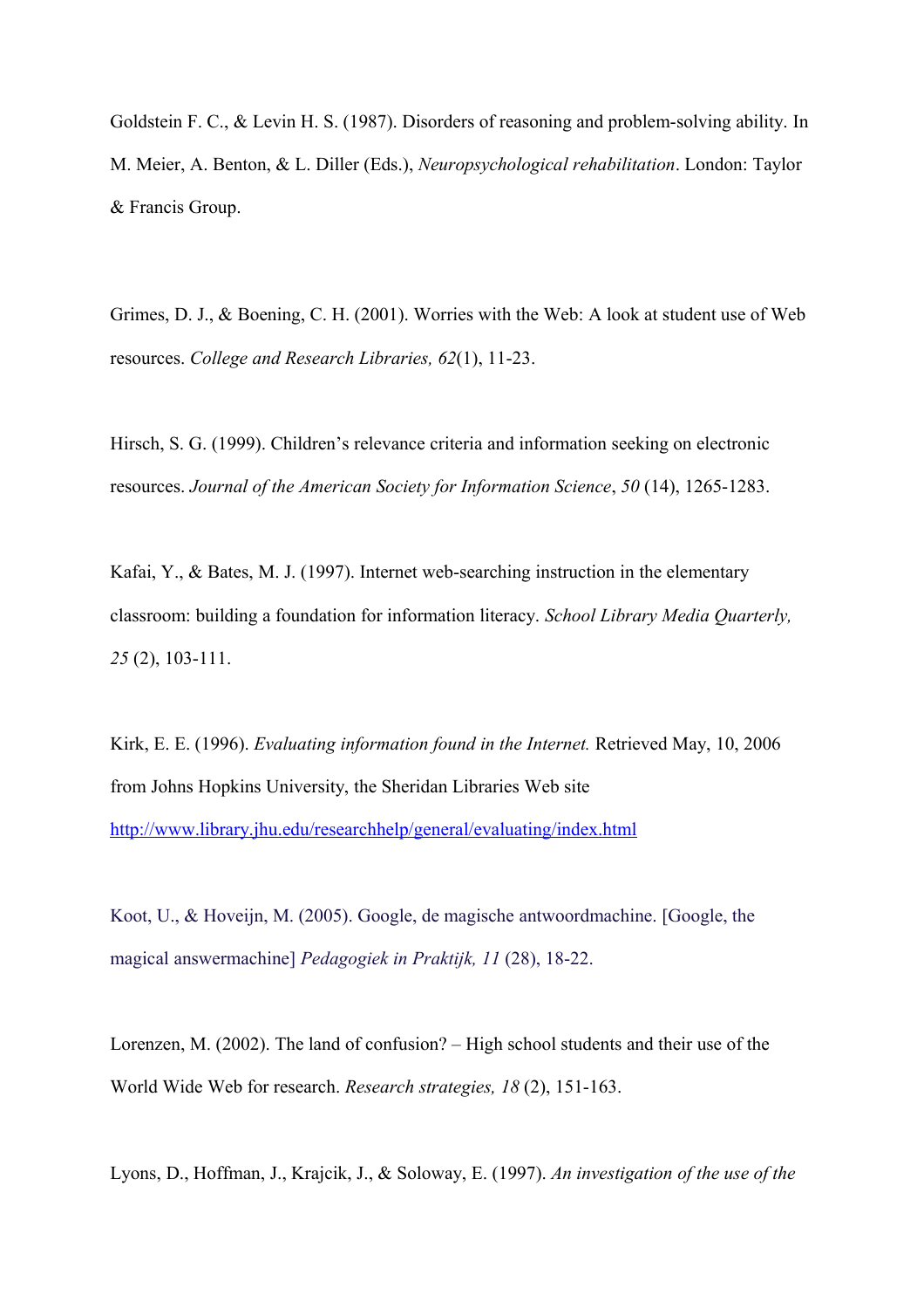Goldstein F. C., & Levin H. S. (1987). Disorders of reasoning and problem-solving ability. In M. Meier, A. Benton, & L. Diller (Eds.), *Neuropsychological rehabilitation*. London: Taylor & Francis Group.

Grimes, D. J., & Boening, C. H. (2001). Worries with the Web: A look at student use of Web resources. *College and Research Libraries, 62*(1), 11-23.

Hirsch, S. G. (1999). Children's relevance criteria and information seeking on electronic resources. *Journal of the American Society for Information Science*, *50* (14), 1265-1283.

Kafai, Y., & Bates, M. J. (1997). Internet web-searching instruction in the elementary classroom: building a foundation for information literacy. *School Library Media Quarterly, 25* (2), 103-111.

Kirk, E. E. (1996). *Evaluating information found in the Internet.* Retrieved May, 10, 2006 from Johns Hopkins University, the Sheridan Libraries Web site http://www.library.jhu.edu/researchhelp/general/evaluating/index.html

Koot, U., & Hoveijn, M. (2005). Google, de magische antwoordmachine. [Google, the magical answermachine] *Pedagogiek in Praktijk, 11* (28), 18-22.

Lorenzen, M. (2002). The land of confusion? – High school students and their use of the World Wide Web for research. *Research strategies, 18* (2), 151-163.

Lyons, D., Hoffman, J., Krajcik, J., & Soloway, E. (1997). *An investigation of the use of the*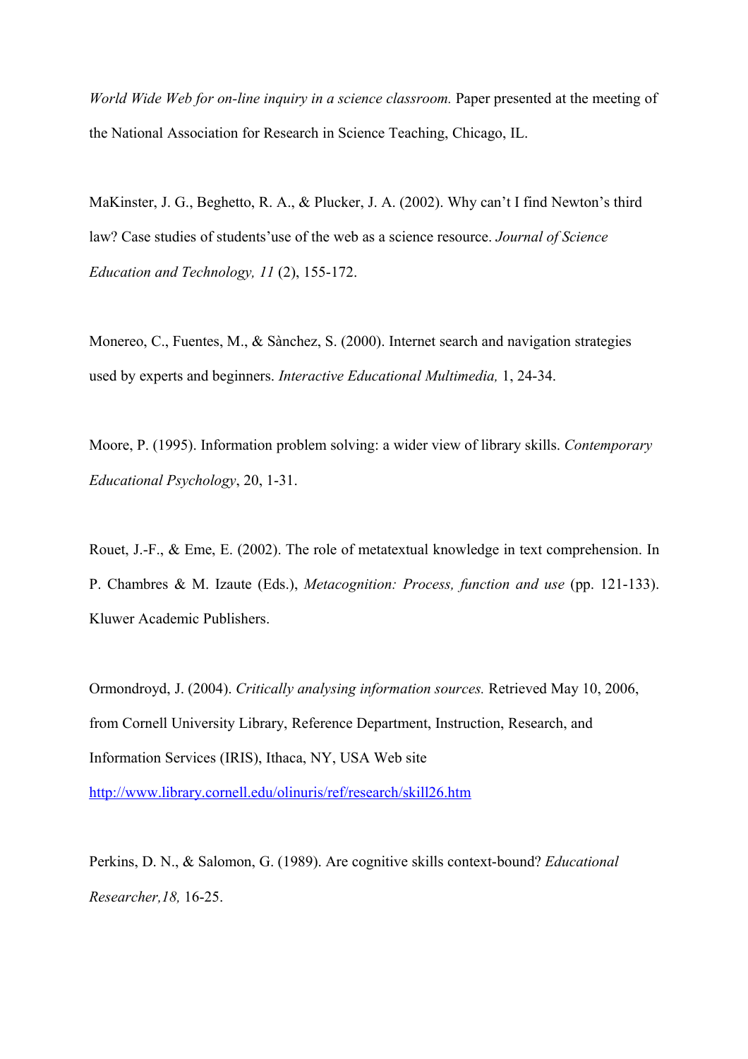*World Wide Web for on-line inquiry in a science classroom.* Paper presented at the meeting of the National Association for Research in Science Teaching, Chicago, IL.

MaKinster, J. G., Beghetto, R. A., & Plucker, J. A. (2002). Why can't I find Newton's third law? Case studies of students'use of the web as a science resource. *Journal of Science Education and Technology, 11* (2), 155-172.

Monereo, C., Fuentes, M., & Sànchez, S. (2000). Internet search and navigation strategies used by experts and beginners. *Interactive Educational Multimedia,* 1, 24-34.

Moore, P. (1995). Information problem solving: a wider view of library skills. *Contemporary Educational Psychology*, 20, 1-31.

Rouet, J.-F., & Eme, E. (2002). The role of metatextual knowledge in text comprehension. In P. Chambres & M. Izaute (Eds.), *Metacognition: Process, function and use* (pp. 121-133). Kluwer Academic Publishers.

Ormondroyd, J. (2004). *Critically analysing information sources.* Retrieved May 10, 2006, from Cornell University Library, Reference Department, Instruction, Research, and Information Services (IRIS), Ithaca, NY, USA Web site http://www.library.cornell.edu/olinuris/ref/research/skill26.htm

Perkins, D. N., & Salomon, G. (1989). Are cognitive skills context-bound? *Educational Researcher,18,* 16-25.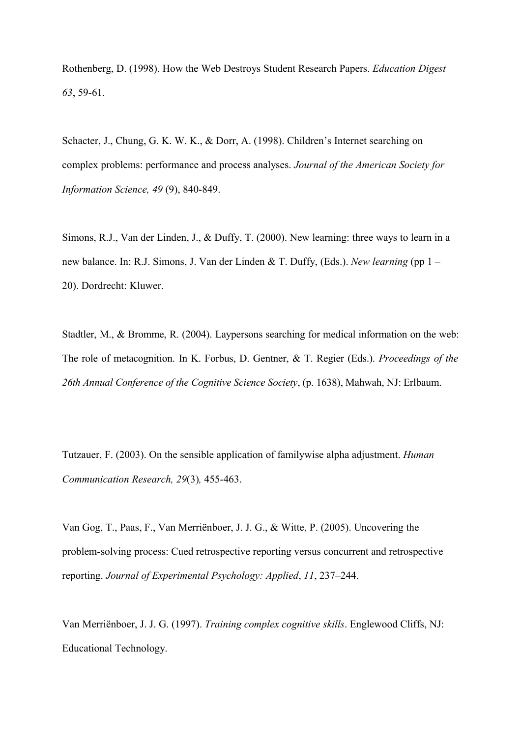Rothenberg, D. (1998). How the Web Destroys Student Research Papers. *Education Digest 63*, 59-61.

Schacter, J., Chung, G. K. W. K., & Dorr, A. (1998). Children's Internet searching on complex problems: performance and process analyses. *Journal of the American Society for Information Science, 49* (9), 840-849.

Simons, R.J., Van der Linden, J., & Duffy, T. (2000). New learning: three ways to learn in a new balance. In: R.J. Simons, J. Van der Linden & T. Duffy, (Eds.). *New learning* (pp 1 – 20). Dordrecht: Kluwer.

Stadtler, M., & Bromme, R. (2004). Laypersons searching for medical information on the web: The role of metacognition. In K. Forbus, D. Gentner, & T. Regier (Eds.). *Proceedings of the 26th Annual Conference of the Cognitive Science Society*, (p. 1638), Mahwah, NJ: Erlbaum.

Tutzauer, F. (2003). On the sensible application of familywise alpha adjustment. *Human Communication Research, 29*(3)*,* 455-463.

Van Gog, T., Paas, F., Van Merriënboer, J. J. G., & Witte, P. (2005). Uncovering the problem-solving process: Cued retrospective reporting versus concurrent and retrospective reporting. *Journal of Experimental Psychology: Applied*, *11*, 237–244.

Van Merriënboer, J. J. G. (1997). *Training complex cognitive skills*. Englewood Cliffs, NJ: Educational Technology.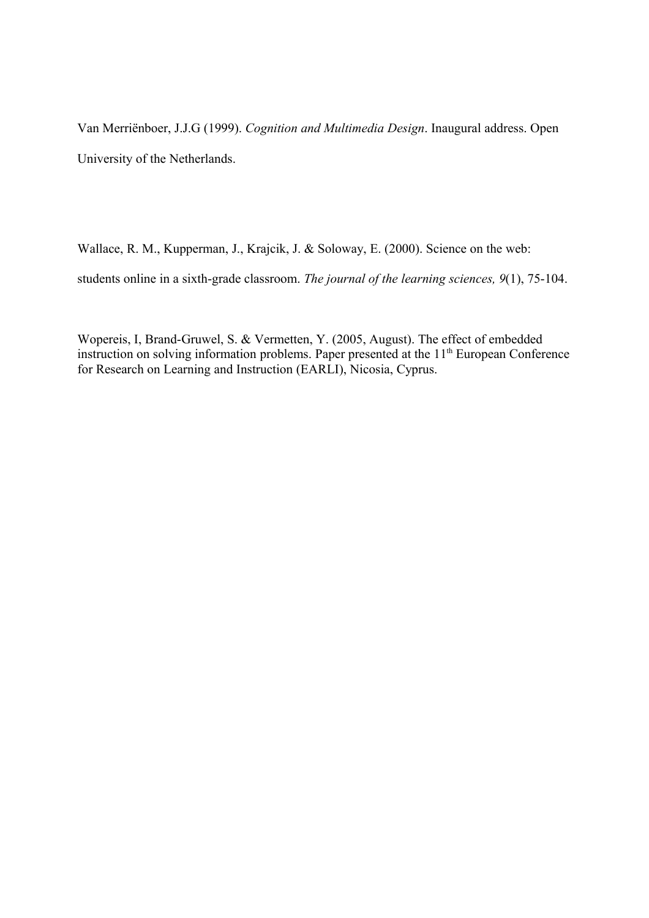Van Merriënboer, J.J.G (1999). *Cognition and Multimedia Design*. Inaugural address. Open University of the Netherlands.

Wallace, R. M., Kupperman, J., Krajcik, J. & Soloway, E. (2000). Science on the web: students online in a sixth-grade classroom. *The journal of the learning sciences, 9*(1), 75-104.

Wopereis, I, Brand-Gruwel, S. & Vermetten, Y. (2005, August). The effect of embedded instruction on solving information problems. Paper presented at the 11th European Conference for Research on Learning and Instruction (EARLI), Nicosia, Cyprus.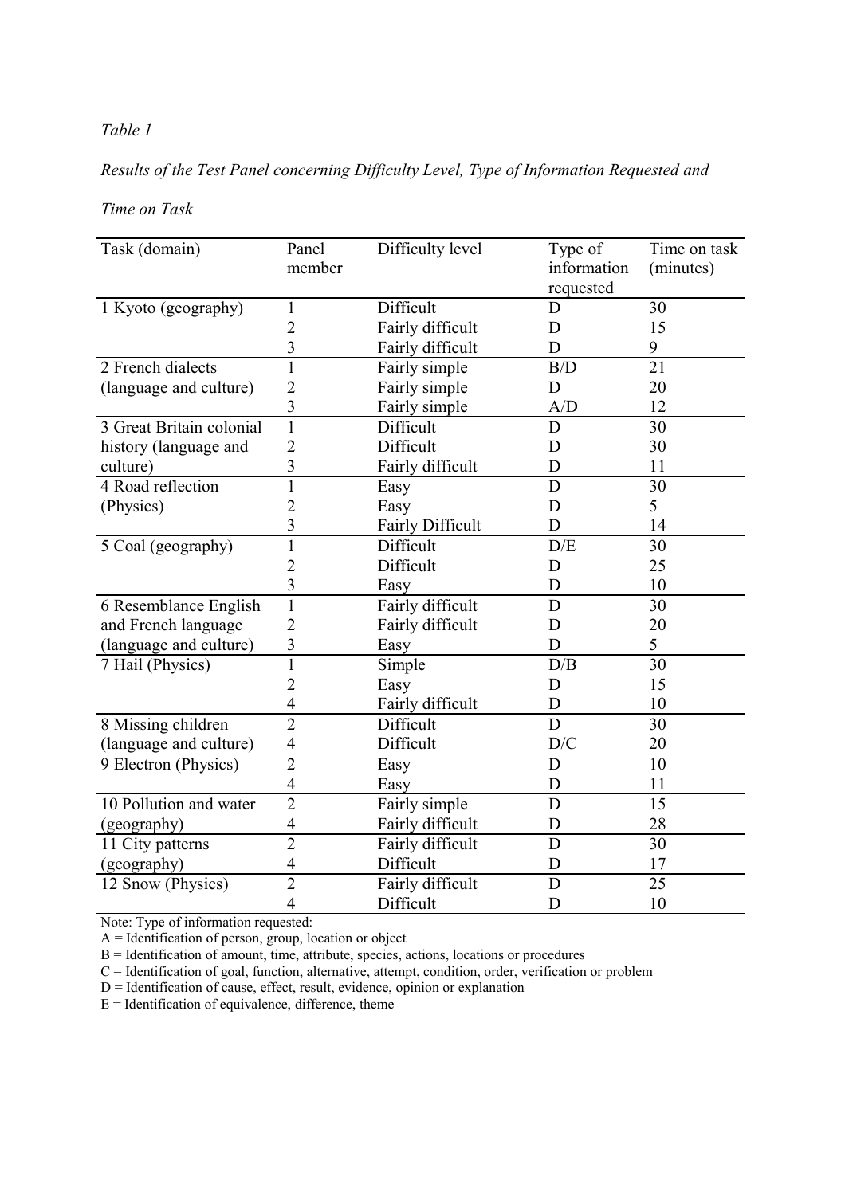*Table 1*

*Results of the Test Panel concerning Difficulty Level, Type of Information Requested and Time on Task*

| Task (domain) | Panel member | Difficulty level | Type of information requested | Time on task (minutes) |
|---|---|---|---|---|
| 1 Kyoto (geography) | 1 | Difficult | D | 30 |
| | 2 | Fairly difficult | D | 15 |
| | 3 | Fairly difficult | D | 9 |
| 2 French dialects (language and culture) | 1 | Fairly simple | B/D | 21 |
| | 2 | Fairly simple | D | 20 |
| | 3 | Fairly simple | A/D | 12 |
| 3 Great Britain colonial history (language and culture) | 1 | Difficult | D | 30 |
| | 2 | Difficult | D | 30 |
| | 3 | Fairly difficult | D | 11 |
| 4 Road reflection (Physics) | 1 | Easy | D | 30 |
| | 2 | Easy | D | 5 |
| | 3 | Fairly Difficult | D | 14 |
| 5 Coal (geography) | 1 | Difficult | D/E | 30 |
| | 2 | Difficult | D | 25 |
| | 3 | Easy | D | 10 |
| 6 Resemblance English and French language (language and culture) | 1 | Fairly difficult | D | 30 |
| | 2 | Fairly difficult | D | 20 |
| | 3 | Easy | D | 5 |
| 7 Hail (Physics) | 1 | Simple | D/B | 30 |
| | 2 | Easy | D | 15 |
| | 4 | Fairly difficult | D | 10 |
| 8 Missing children (language and culture) | 2 | Difficult | D | 30 |
| | 4 | Difficult | D/C | 20 |
| 9 Electron (Physics) | 2 | Easy | D | 10 |
| | 4 | Easy | D | 11 |
| 10 Pollution and water (geography) | 2 | Fairly simple | D | 15 |
| | 4 | Fairly difficult | D | 28 |
| 11 City patterns (geography) | 2 | Fairly difficult | D | 30 |
| | 4 | Difficult | D | 17 |
| 12 Snow (Physics) | 2 | Fairly difficult | D | 25 |
| | 4 | Difficult | D | 10 |

Note: Type of information requested:  
A = Identification of person, group, location or object  
B = Identification of amount, time, attribute, species, actions, locations or procedures  
C = Identification of goal, function, alternative, attempt, condition, order, verification or problem  
D = Identification of cause, effect, result, evidence, opinion or explanation  
E = Identification of equivalence, difference, theme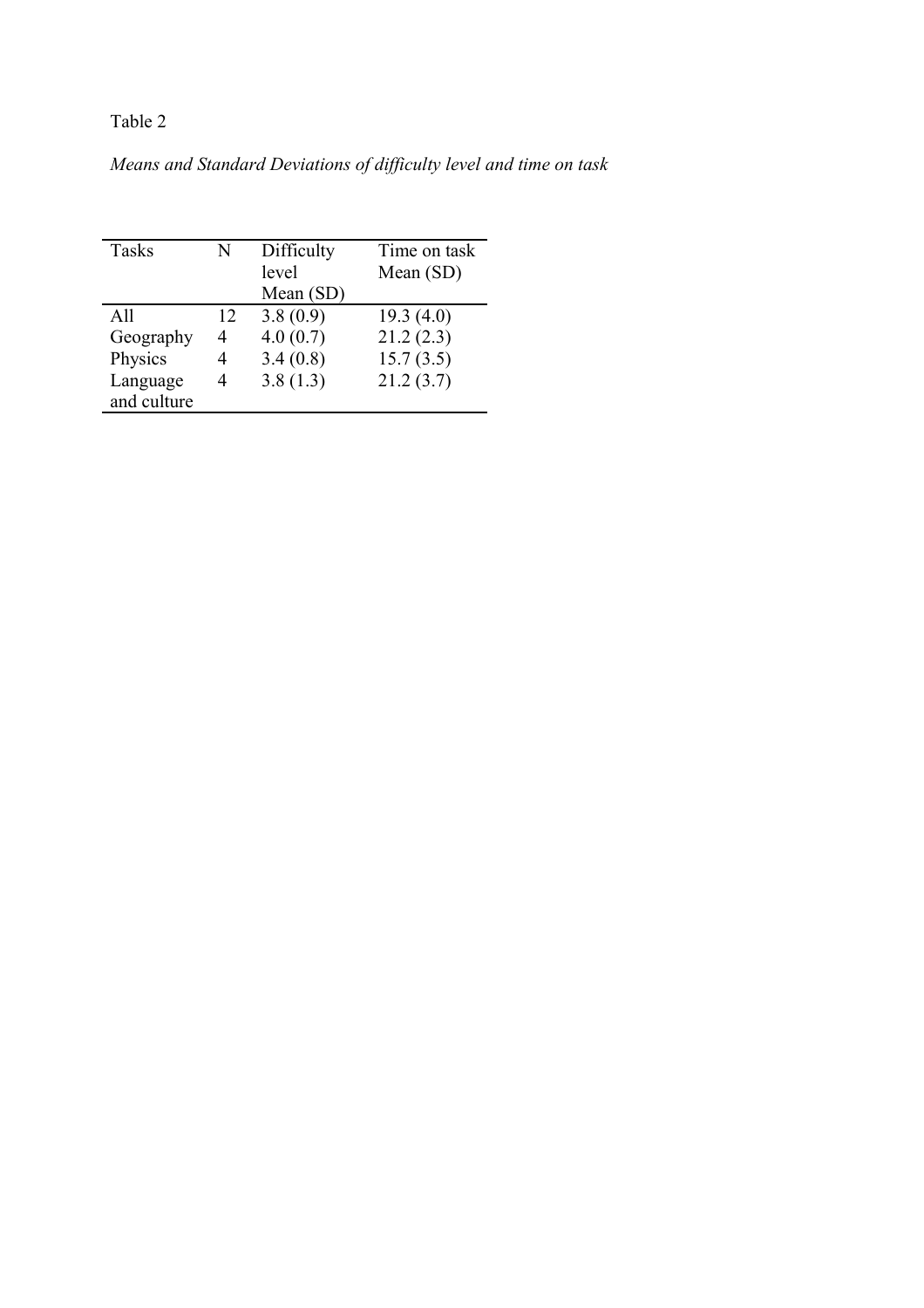Table 2

*Means and Standard Deviations of difficulty level and time on task*

| Tasks | N | Difficulty level Mean (SD) | Time on task Mean (SD) |
|---|---|---|---|
| All | 12 | 3.8 (0.9) | 19.3 (4.0) |
| Geography | 4 | 4.0 (0.7) | 21.2 (2.3) |
| Physics | 4 | 3.4 (0.8) | 15.7 (3.5) |
| Language and culture | 4 | 3.8 (1.3) | 21.2 (3.7) |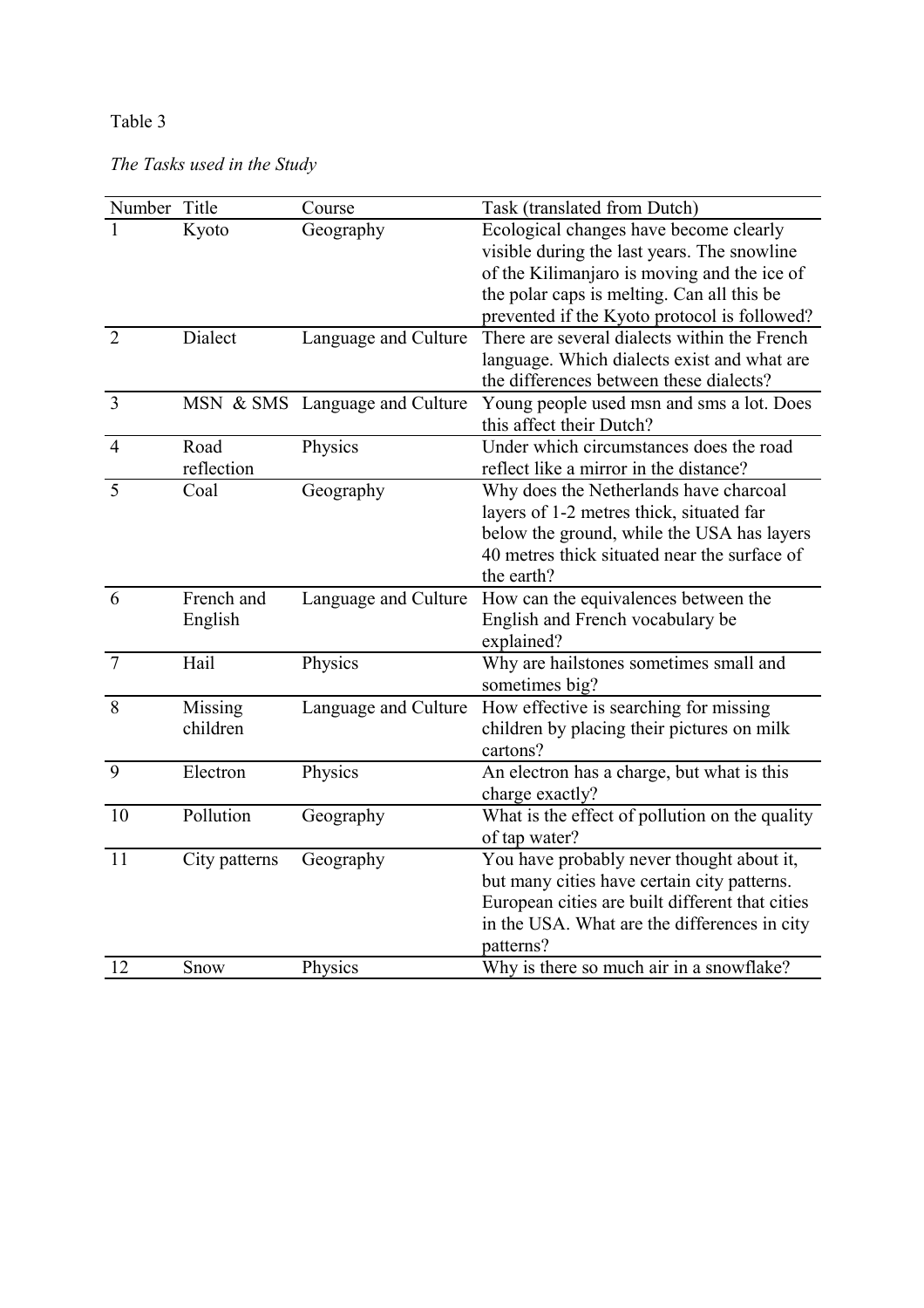Table 3

*The Tasks used in the Study*

| Number | Title | Course | Task (translated from Dutch) |
| --- | --- | --- | --- |
| 1 | Kyoto | Geography | Ecological changes have become clearly visible during the last years. The snowline of the Kilimanjaro is moving and the ice of the polar caps is melting. Can all this be prevented if the Kyoto protocol is followed? |
| 2 | Dialect | Language and Culture | There are several dialects within the French language. Which dialects exist and what are the differences between these dialects? |
| 3 | MSN & SMS | Language and Culture | Young people used msn and sms a lot. Does this affect their Dutch? |
| 4 | Road reflection | Physics | Under which circumstances does the road reflect like a mirror in the distance? |
| 5 | Coal | Geography | Why does the Netherlands have charcoal layers of 1-2 metres thick, situated far below the ground, while the USA has layers 40 metres thick situated near the surface of the earth? |
| 6 | French and English | Language and Culture | How can the equivalences between the English and French vocabulary be explained? |
| 7 | Hail | Physics | Why are hailstones sometimes small and sometimes big? |
| 8 | Missing children | Language and Culture | How effective is searching for missing children by placing their pictures on milk cartons? |
| 9 | Electron | Physics | An electron has a charge, but what is this charge exactly? |
| 10 | Pollution | Geography | What is the effect of pollution on the quality of tap water? |
| 11 | City patterns | Geography | You have probably never thought about it, but many cities have certain city patterns. European cities are built different that cities in the USA. What are the differences in city patterns? |
| 12 | Snow | Physics | Why is there so much air in a snowflake? |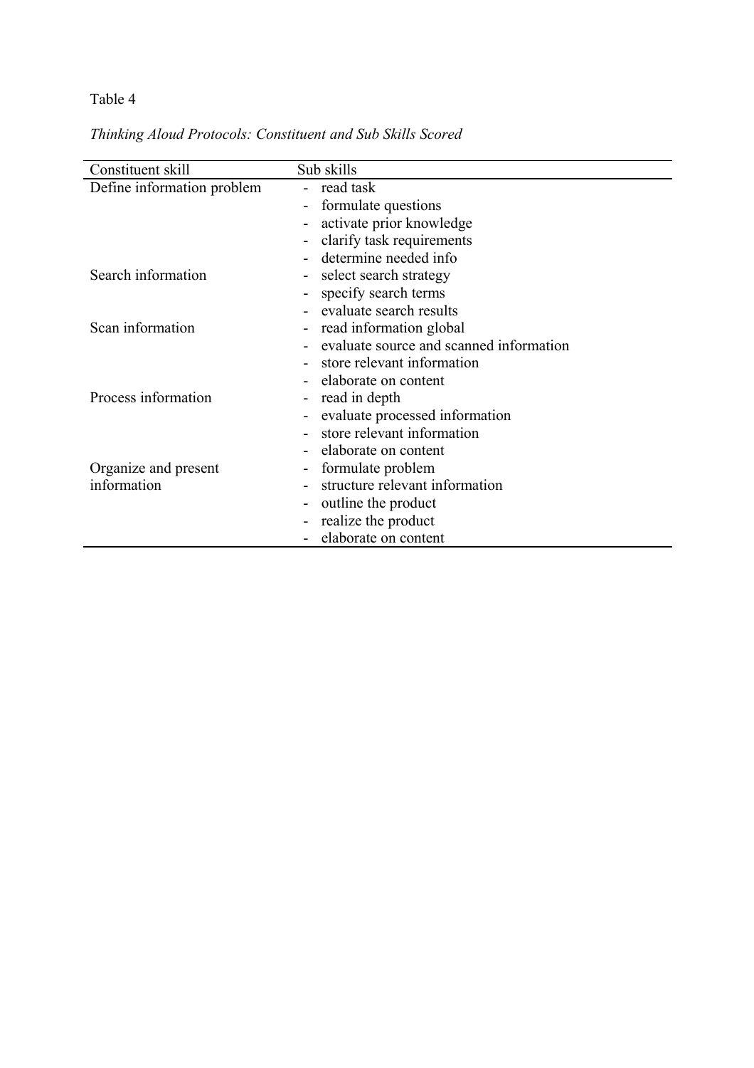Table 4

*Thinking Aloud Protocols: Constituent and Sub Skills Scored*

| Constituent skill | Sub skills |
| --- | --- |
| Define information problem | - read task |
| | - formulate questions |
| | - activate prior knowledge |
| | - clarify task requirements |
| | - determine needed info |
| Search information | - select search strategy |
| | - specify search terms |
| | - evaluate search results |
| Scan information | - read information global |
| | - evaluate source and scanned information |
| | - store relevant information |
| | - elaborate on content |
| Process information | - read in depth |
| | - evaluate processed information |
| | - store relevant information |
| | - elaborate on content |
| Organize and present information | - formulate problem |
| | - structure relevant information |
| | - outline the product |
| | - realize the product |
| | - elaborate on content |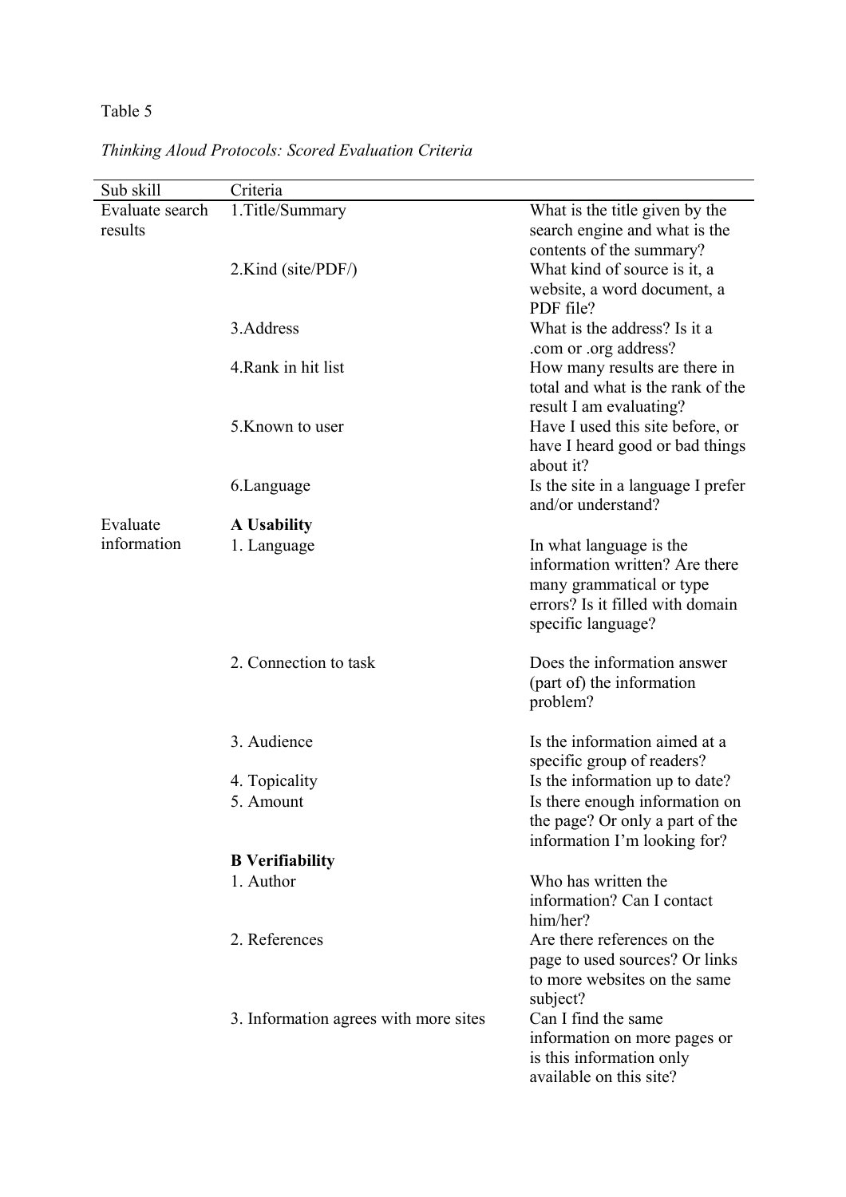Table 5

*Thinking Aloud Protocols: Scored Evaluation Criteria*

| Sub skill | Criteria | |
|---|---|---|
| Evaluate search results | 1.Title/Summary | What is the title given by the search engine and what is the contents of the summary? |
| | 2.Kind (site/PDF/) | What kind of source is it, a website, a word document, a PDF file? |
| | 3.Address | What is the address? Is it a .com or .org address? |
| | 4.Rank in hit list | How many results are there in total and what is the rank of the result I am evaluating? |
| | 5.Known to user | Have I used this site before, or have I heard good or bad things about it? |
| | 6.Language | Is the site in a language I prefer and/or understand? |
| Evaluate information | **A Usability** | |
| | 1. Language | In what language is the information written? Are there many grammatical or type errors? Is it filled with domain specific language? |
| | 2. Connection to task | Does the information answer (part of) the information problem? |
| | 3. Audience | Is the information aimed at a specific group of readers? |
| | 4. Topicality | Is the information up to date? |
| | 5. Amount | Is there enough information on the page? Or only a part of the information I'm looking for? |
| | **B Verifiability** | |
| | 1. Author | Who has written the information? Can I contact him/her? |
| | 2. References | Are there references on the page to used sources? Or links to more websites on the same subject? |
| | 3. Information agrees with more sites | Can I find the same information on more pages or is this information only available on this site? |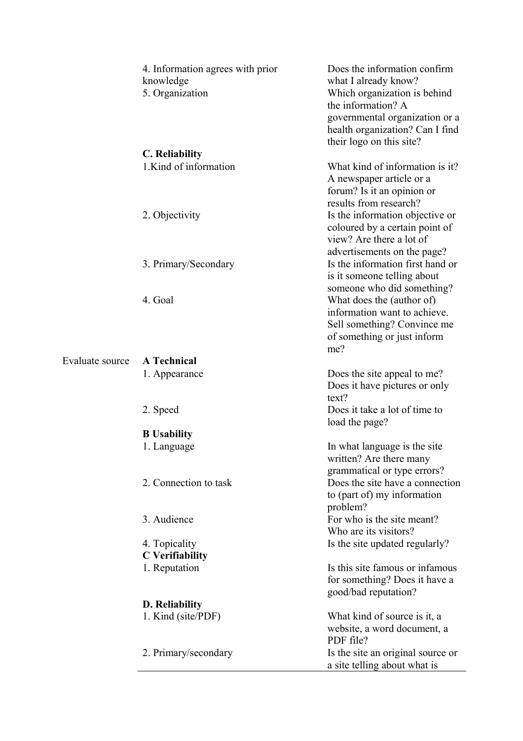| | | |
|---|---|---|
| | 4. Information agrees with prior knowledge | Does the information confirm what I already know? |
| | 5. Organization | Which organization is behind the information? A governmental organization or a health organization? Can I find their logo on this site? |
| | **C. Reliability** | |
| | 1.Kind of information | What kind of information is it? A newspaper article or a forum? Is it an opinion or results from research? |
| | 2. Objectivity | Is the information objective or coloured by a certain point of view? Are there a lot of advertisements on the page? |
| | 3. Primary/Secondary | Is the information first hand or is it someone telling about someone who did something? |
| | 4. Goal | What does the (author of) information want to achieve. Sell something? Convince me of something or just inform me? |
| Evaluate source | **A Technical** | |
| | 1. Appearance | Does the site appeal to me? Does it have pictures or only text? |
| | 2. Speed | Does it take a lot of time to load the page? |
| | **B Usability** | |
| | 1. Language | In what language is the site written? Are there many grammatical or type errors? |
| | 2. Connection to task | Does the site have a connection to (part of) my information problem? |
| | 3. Audience | For who is the site meant? Who are its visitors? |
| | 4. Topicality | Is the site updated regularly? |
| | **C Verifiability** | |
| | 1. Reputation | Is this site famous or infamous for something? Does it have a good/bad reputation? |
| | **D. Reliability** | |
| | 1. Kind (site/PDF) | What kind of source is it, a website, a word document, a PDF file? |
| | 2. Primary/secondary | Is the site an original source or a site telling about what is |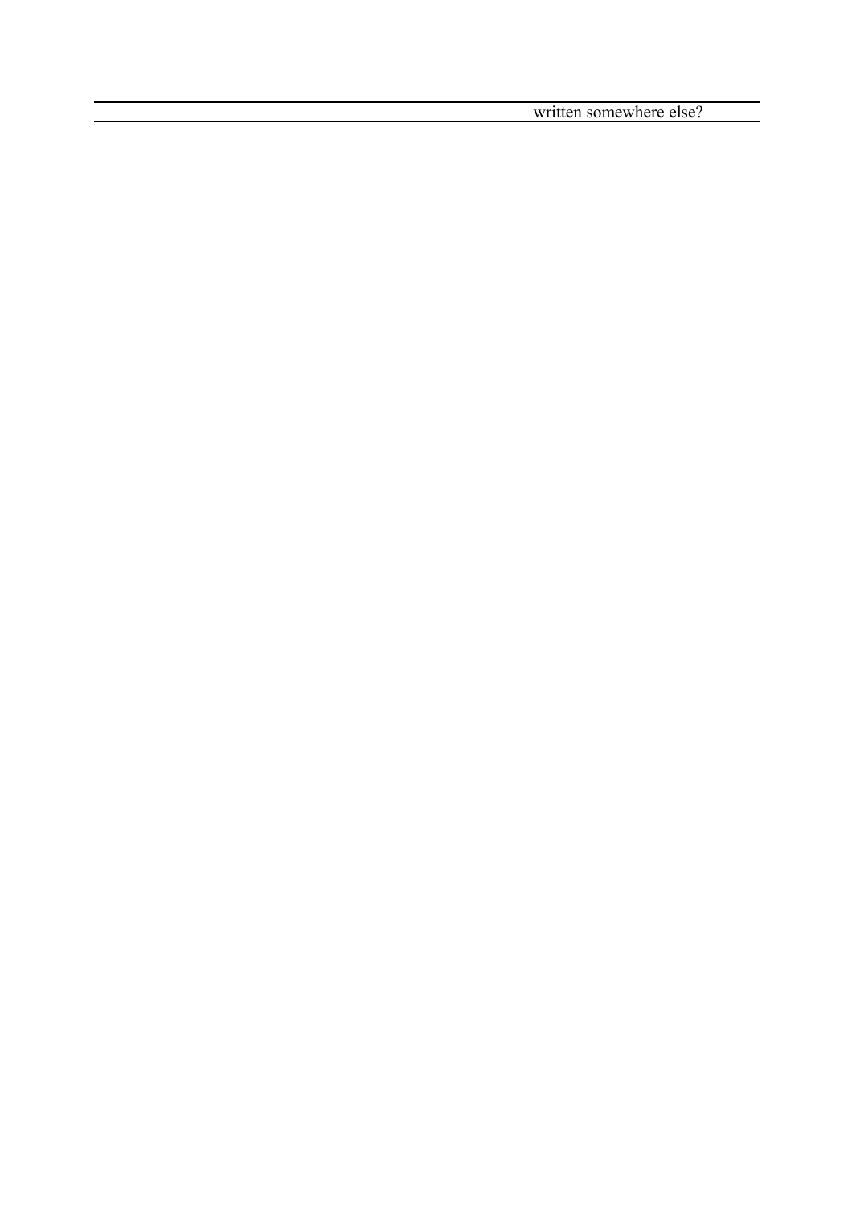|  | written somewhere else? |
| --- | --- |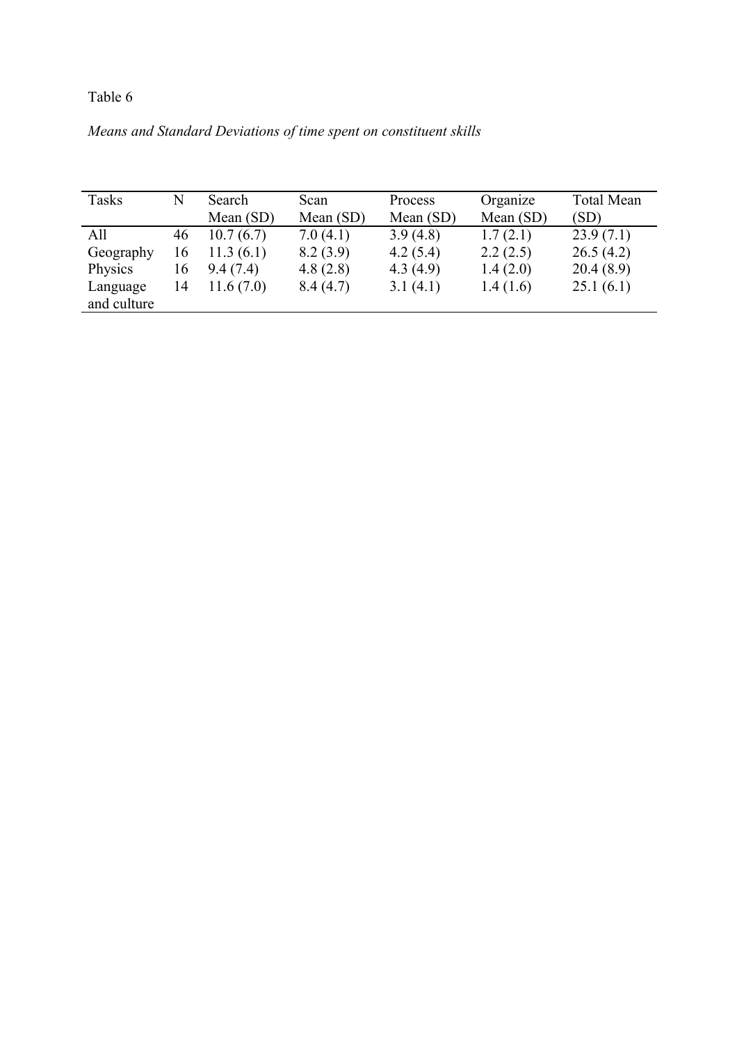Table 6

*Means and Standard Deviations of time spent on constituent skills*

| Tasks | N | Search Mean (SD) | Scan Mean (SD) | Process Mean (SD) | Organize Mean (SD) | Total Mean (SD) |
|---|---|---|---|---|---|---|
| All | 46 | 10.7 (6.7) | 7.0 (4.1) | 3.9 (4.8) | 1.7 (2.1) | 23.9 (7.1) |
| Geography | 16 | 11.3 (6.1) | 8.2 (3.9) | 4.2 (5.4) | 2.2 (2.5) | 26.5 (4.2) |
| Physics | 16 | 9.4 (7.4) | 4.8 (2.8) | 4.3 (4.9) | 1.4 (2.0) | 20.4 (8.9) |
| Language and culture | 14 | 11.6 (7.0) | 8.4 (4.7) | 3.1 (4.1) | 1.4 (1.6) | 25.1 (6.1) |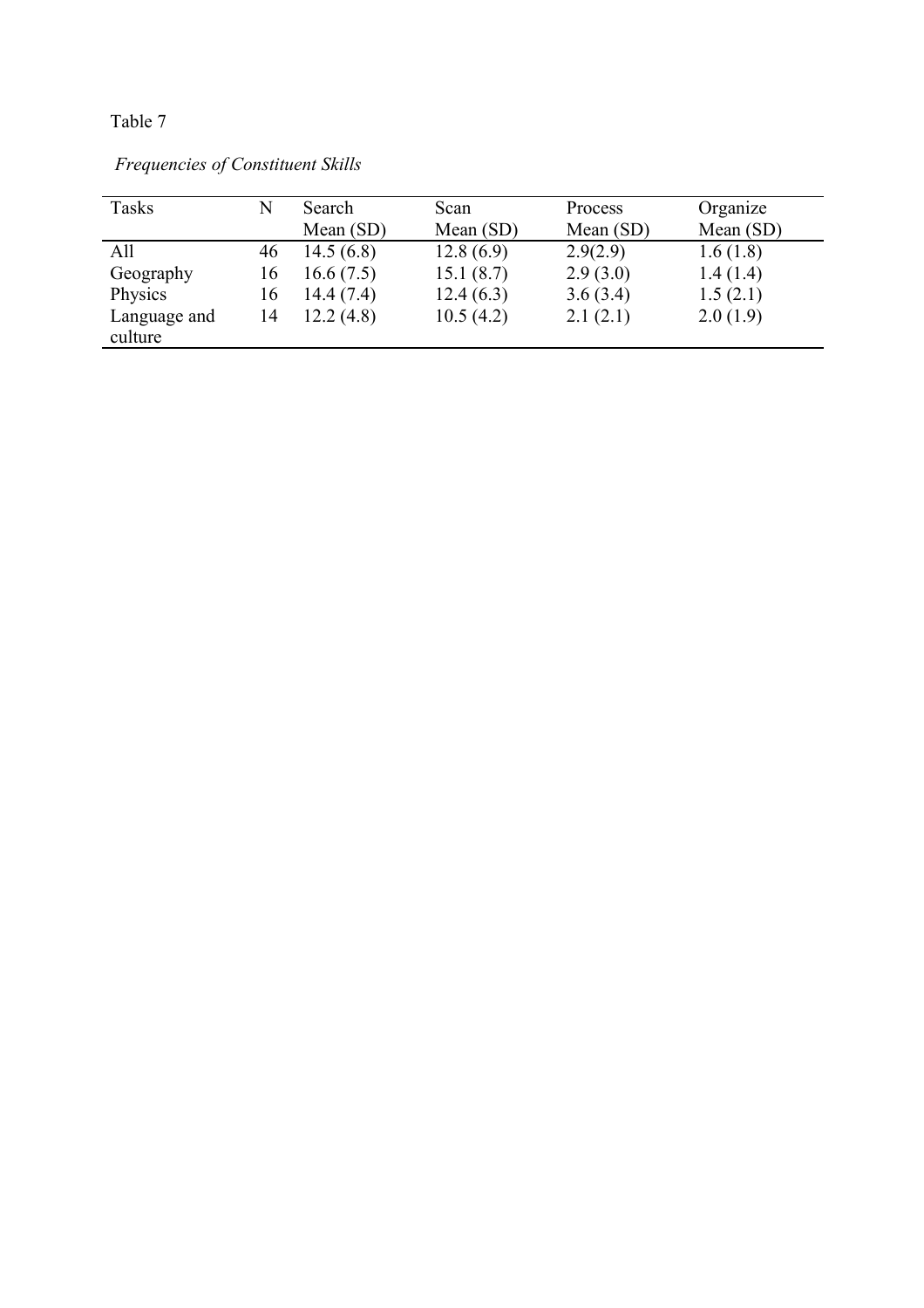Table 7

*Frequencies of Constituent Skills*

| Tasks | N | Search<br>Mean (SD) | Scan<br>Mean (SD) | Process<br>Mean (SD) | Organize<br>Mean (SD) |
|---|---|---|---|---|---|
| All | 46 | 14.5 (6.8) | 12.8 (6.9) | 2.9(2.9) | 1.6 (1.8) |
| Geography | 16 | 16.6 (7.5) | 15.1 (8.7) | 2.9 (3.0) | 1.4 (1.4) |
| Physics | 16 | 14.4 (7.4) | 12.4 (6.3) | 3.6 (3.4) | 1.5 (2.1) |
| Language and culture | 14 | 12.2 (4.8) | 10.5 (4.2) | 2.1 (2.1) | 2.0 (1.9) |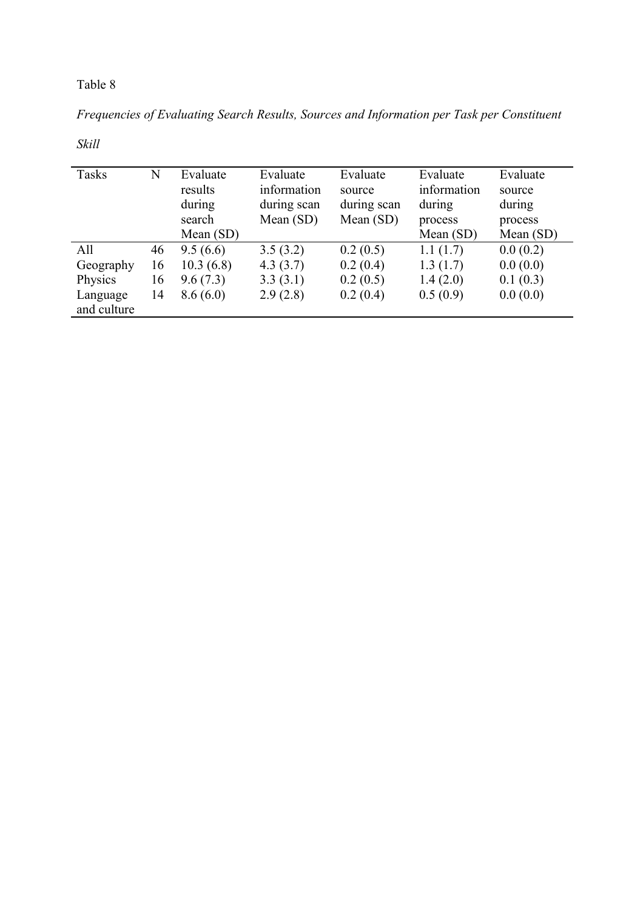Table 8

*Frequencies of Evaluating Search Results, Sources and Information per Task per Constituent Skill*

| Tasks | N | Evaluate results during search Mean (SD) | Evaluate information during scan Mean (SD) | Evaluate source during scan Mean (SD) | Evaluate information during process Mean (SD) | Evaluate source during process Mean (SD) |
|---|---|---|---|---|---|---|
| All | 46 | 9.5 (6.6) | 3.5 (3.2) | 0.2 (0.5) | 1.1 (1.7) | 0.0 (0.2) |
| Geography | 16 | 10.3 (6.8) | 4.3 (3.7) | 0.2 (0.4) | 1.3 (1.7) | 0.0 (0.0) |
| Physics | 16 | 9.6 (7.3) | 3.3 (3.1) | 0.2 (0.5) | 1.4 (2.0) | 0.1 (0.3) |
| Language and culture | 14 | 8.6 (6.0) | 2.9 (2.8) | 0.2 (0.4) | 0.5 (0.9) | 0.0 (0.0) |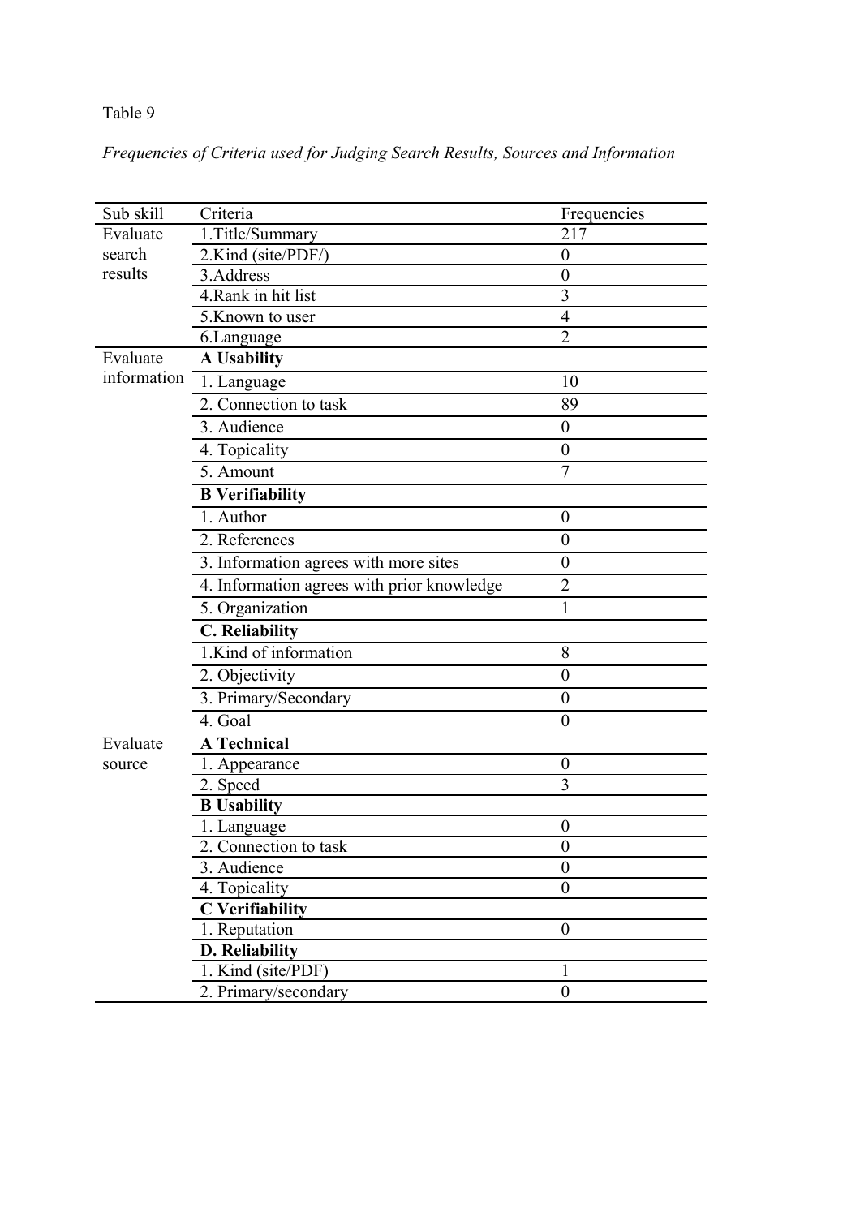Table 9

*Frequencies of Criteria used for Judging Search Results, Sources and Information*

| Sub skill | Criteria | Frequencies |
|---|---|---|
| Evaluate search results | 1.Title/Summary | 217 |
| | 2.Kind (site/PDF/) | 0 |
| | 3.Address | 0 |
| | 4.Rank in hit list | 3 |
| | 5.Known to user | 4 |
| | 6.Language | 2 |
| Evaluate information | **A Usability** | |
| | 1. Language | 10 |
| | 2. Connection to task | 89 |
| | 3. Audience | 0 |
| | 4. Topicality | 0 |
| | 5. Amount | 7 |
| | **B Verifiability** | |
| | 1. Author | 0 |
| | 2. References | 0 |
| | 3. Information agrees with more sites | 0 |
| | 4. Information agrees with prior knowledge | 2 |
| | 5. Organization | 1 |
| | **C. Reliability** | |
| | 1.Kind of information | 8 |
| | 2. Objectivity | 0 |
| | 3. Primary/Secondary | 0 |
| | 4. Goal | 0 |
| Evaluate source | **A Technical** | |
| | 1. Appearance | 0 |
| | 2. Speed | 3 |
| | **B Usability** | |
| | 1. Language | 0 |
| | 2. Connection to task | 0 |
| | 3. Audience | 0 |
| | 4. Topicality | 0 |
| | **C Verifiability** | |
| | 1. Reputation | 0 |
| | **D. Reliability** | |
| | 1. Kind (site/PDF) | 1 |
| | 2. Primary/secondary | 0 |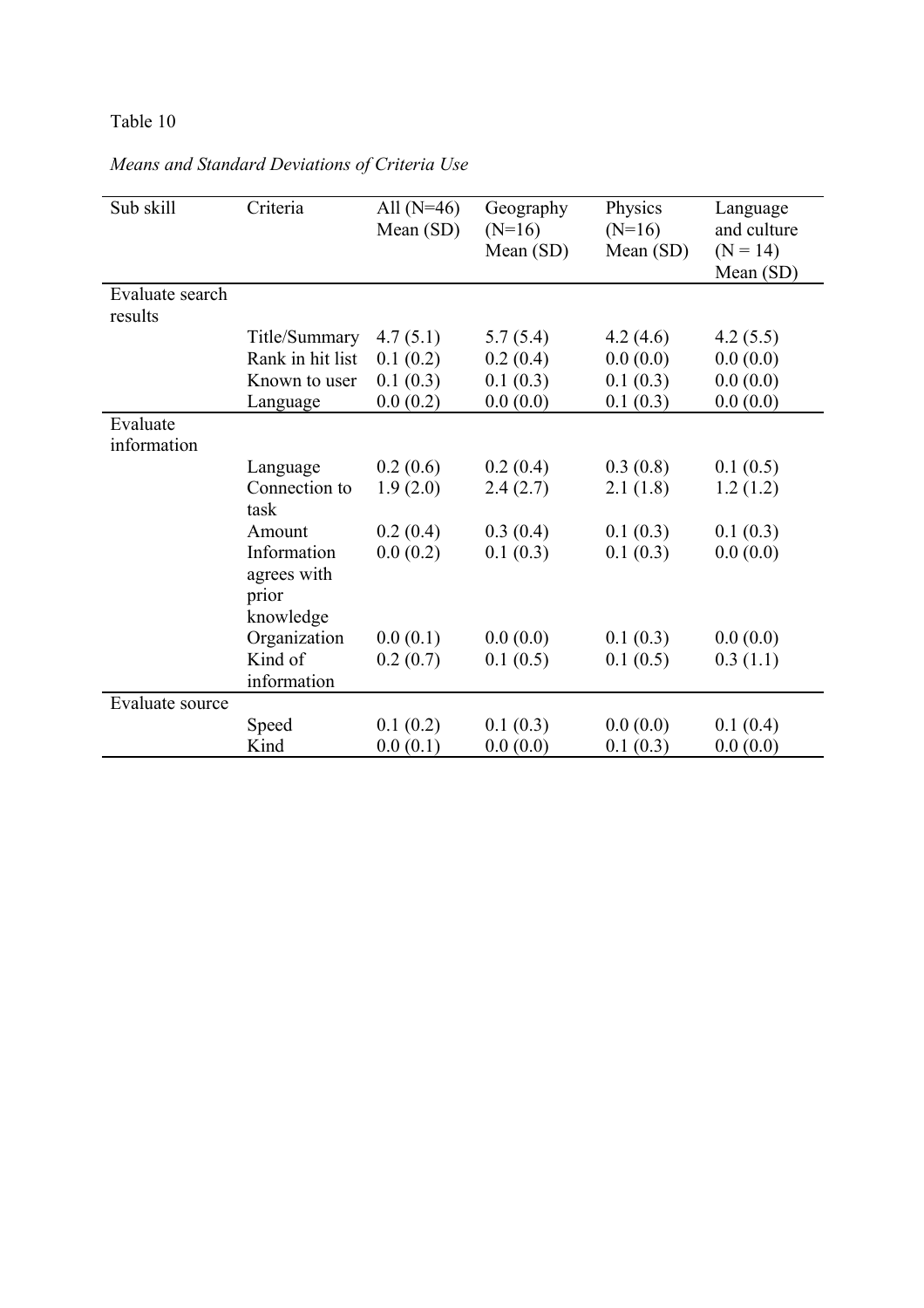Table 10

*Means and Standard Deviations of Criteria Use*

| Sub skill | Criteria | All (N=46) Mean (SD) | Geography (N=16) Mean (SD) | Physics (N=16) Mean (SD) | Language and culture (N = 14) Mean (SD) |
|---|---|---|---|---|---|
| Evaluate search results | | | | | |
| | Title/Summary | 4.7 (5.1) | 5.7 (5.4) | 4.2 (4.6) | 4.2 (5.5) |
| | Rank in hit list | 0.1 (0.2) | 0.2 (0.4) | 0.0 (0.0) | 0.0 (0.0) |
| | Known to user | 0.1 (0.3) | 0.1 (0.3) | 0.1 (0.3) | 0.0 (0.0) |
| | Language | 0.0 (0.2) | 0.0 (0.0) | 0.1 (0.3) | 0.0 (0.0) |
| Evaluate information | | | | | |
| | Language | 0.2 (0.6) | 0.2 (0.4) | 0.3 (0.8) | 0.1 (0.5) |
| | Connection to task | 1.9 (2.0) | 2.4 (2.7) | 2.1 (1.8) | 1.2 (1.2) |
| | Amount | 0.2 (0.4) | 0.3 (0.4) | 0.1 (0.3) | 0.1 (0.3) |
| | Information agrees with prior knowledge | 0.0 (0.2) | 0.1 (0.3) | 0.1 (0.3) | 0.0 (0.0) |
| | Organization | 0.0 (0.1) | 0.0 (0.0) | 0.1 (0.3) | 0.0 (0.0) |
| | Kind of information | 0.2 (0.7) | 0.1 (0.5) | 0.1 (0.5) | 0.3 (1.1) |
| Evaluate source | | | | | |
| | Speed | 0.1 (0.2) | 0.1 (0.3) | 0.0 (0.0) | 0.1 (0.4) |
| | Kind | 0.0 (0.1) | 0.0 (0.0) | 0.1 (0.3) | 0.0 (0.0) |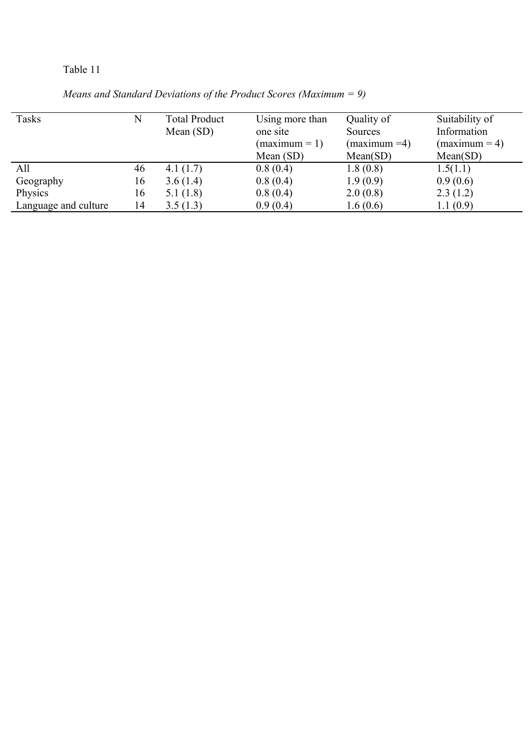Table 11

*Means and Standard Deviations of the Product Scores (Maximum = 9)*

| Tasks | N | Total Product Mean (SD) | Using more than one site (maximum = 1) Mean (SD) | Quality of Sources (maximum =4) Mean(SD) | Suitability of Information (maximum = 4) Mean(SD) |
|---|---|---|---|---|---|
| All | 46 | 4.1 (1.7) | 0.8 (0.4) | 1.8 (0.8) | 1.5(1.1) |
| Geography | 16 | 3.6 (1.4) | 0.8 (0.4) | 1.9 (0.9) | 0.9 (0.6) |
| Physics | 16 | 5.1 (1.8) | 0.8 (0.4) | 2.0 (0.8) | 2.3 (1.2) |
| Language and culture | 14 | 3.5 (1.3) | 0.9 (0.4) | 1.6 (0.6) | 1.1 (0.9) |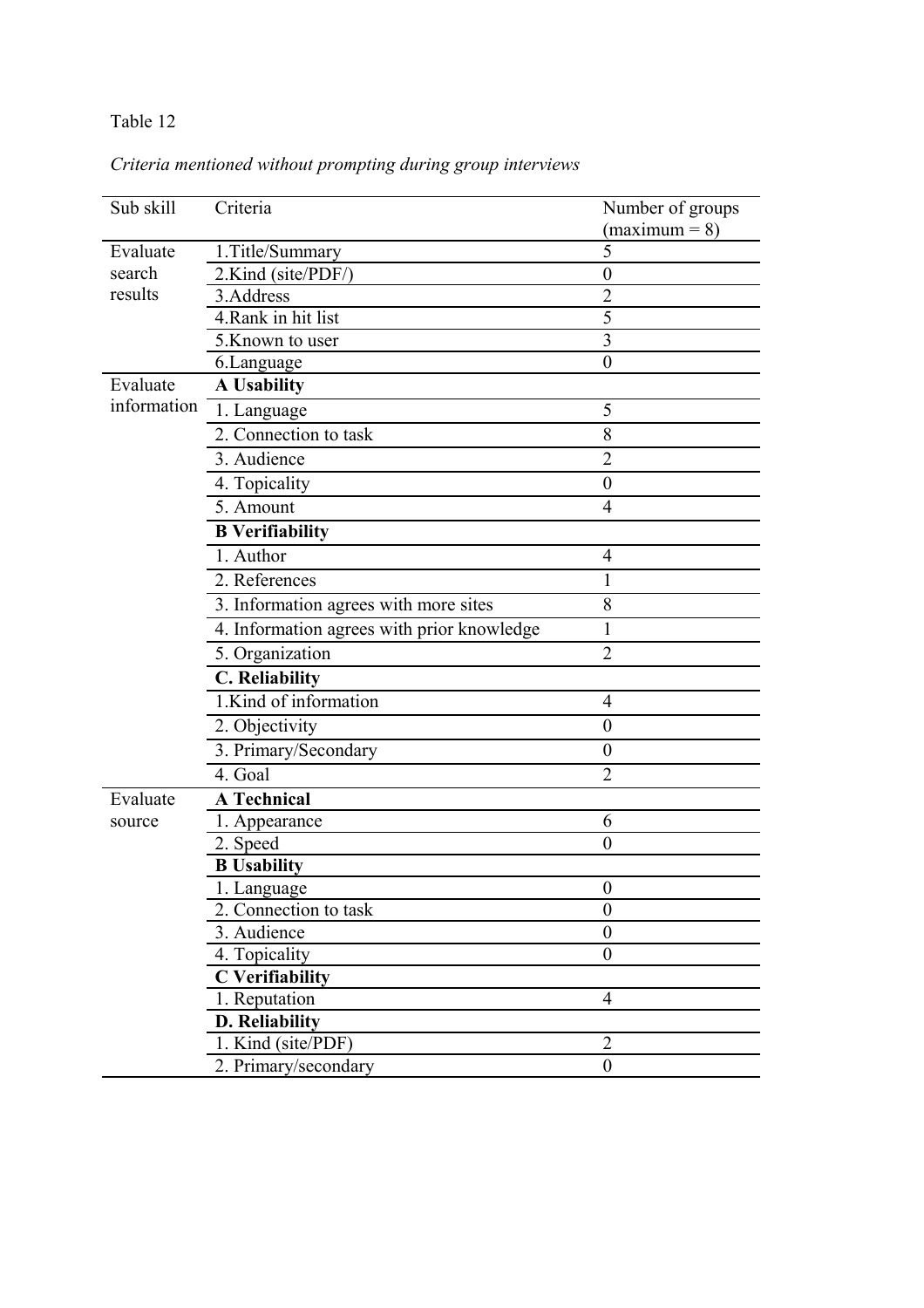Table 12

*Criteria mentioned without prompting during group interviews*

| Sub skill | Criteria | Number of groups (maximum = 8) |
|---|---|---|
| Evaluate search results | 1.Title/Summary | 5 |
| | 2.Kind (site/PDF/) | 0 |
| | 3.Address | 2 |
| | 4.Rank in hit list | 5 |
| | 5.Known to user | 3 |
| | 6.Language | 0 |
| Evaluate information | **A Usability** | |
| | 1. Language | 5 |
| | 2. Connection to task | 8 |
| | 3. Audience | 2 |
| | 4. Topicality | 0 |
| | 5. Amount | 4 |
| | **B Verifiability** | |
| | 1. Author | 4 |
| | 2. References | 1 |
| | 3. Information agrees with more sites | 8 |
| | 4. Information agrees with prior knowledge | 1 |
| | 5. Organization | 2 |
| | **C. Reliability** | |
| | 1.Kind of information | 4 |
| | 2. Objectivity | 0 |
| | 3. Primary/Secondary | 0 |
| | 4. Goal | 2 |
| Evaluate source | **A Technical** | |
| | 1. Appearance | 6 |
| | 2. Speed | 0 |
| | **B Usability** | |
| | 1. Language | 0 |
| | 2. Connection to task | 0 |
| | 3. Audience | 0 |
| | 4. Topicality | 0 |
| | **C Verifiability** | |
| | 1. Reputation | 4 |
| | **D. Reliability** | |
| | 1. Kind (site/PDF) | 2 |
| | 2. Primary/secondary | 0 |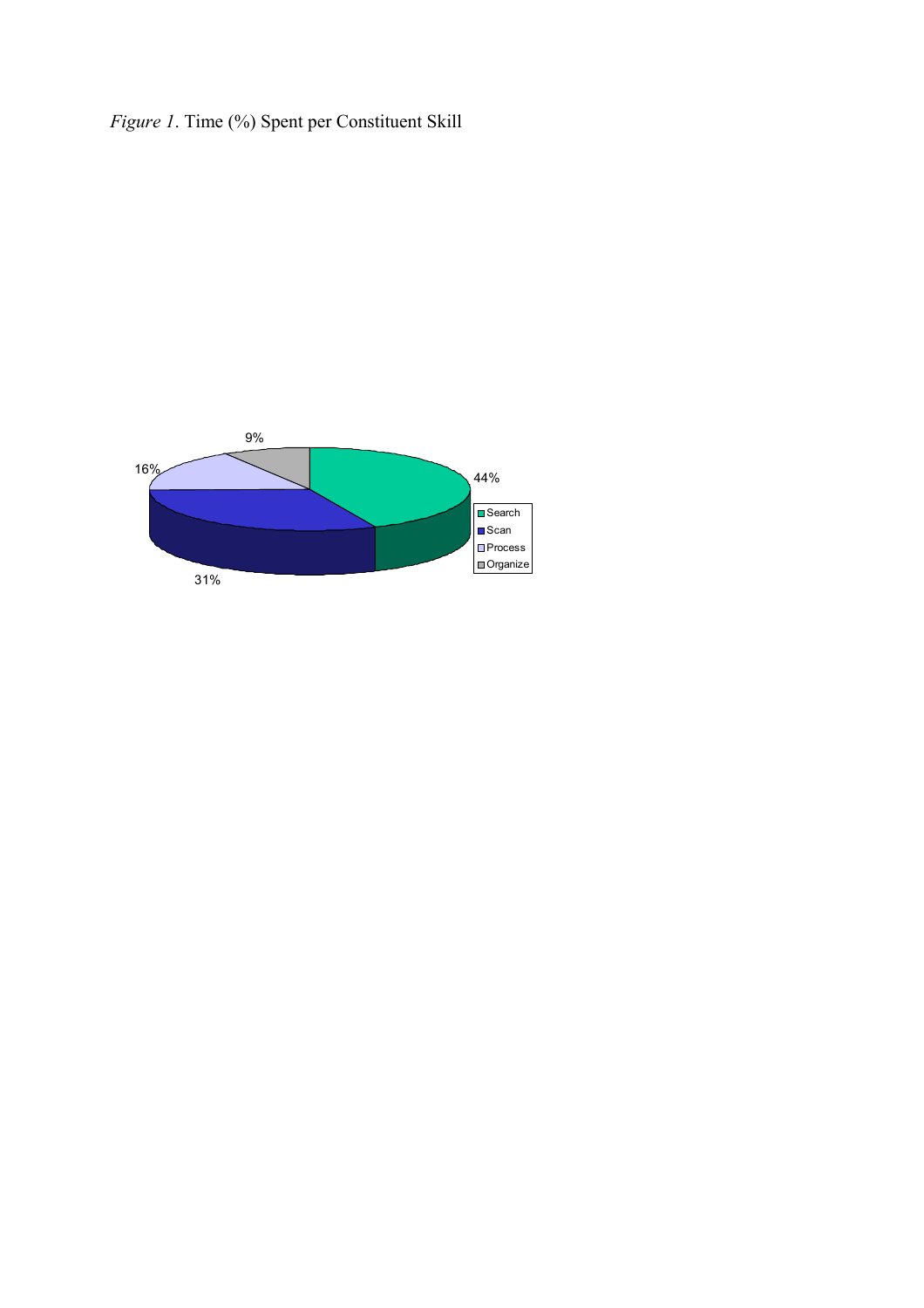*Figure 1*. Time (%) Spent per Constituent Skill

9%

16%

44%

31%

Search
Scan
Process
Organize